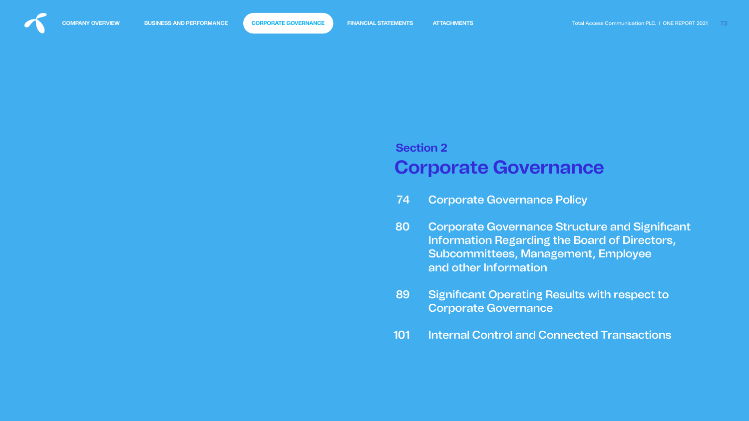Section 2

# Corporate Governance

| | |
|---|---|
| 74 | Corporate Governance Policy |
| 80 | Corporate Governance Structure and Significant Information Regarding the Board of Directors, Subcommittees, Management, Employee and other Information |
| 89 | Significant Operating Results with respect to Corporate Governance |
| 101 | Internal Control and Connected Transactions |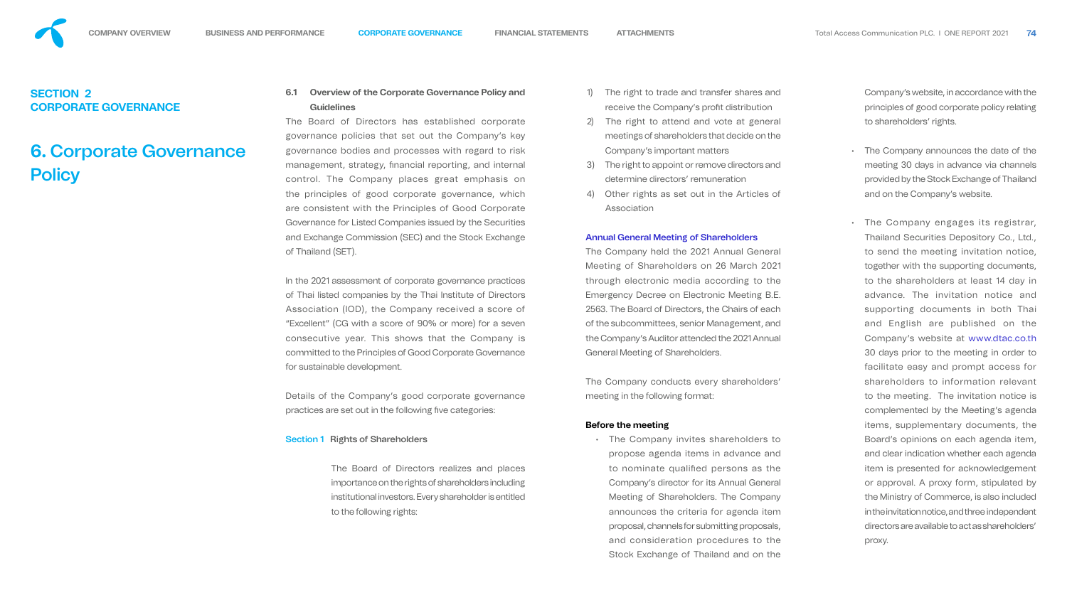## SECTION 2 CORPORATE GOVERNANCE

# 6. Corporate Governance Policy

### 6.1 Overview of the Corporate Governance Policy and Guidelines

The Board of Directors has established corporate governance policies that set out the Company's key governance bodies and processes with regard to risk management, strategy, financial reporting, and internal control. The Company places great emphasis on the principles of good corporate governance, which are consistent with the Principles of Good Corporate Governance for Listed Companies issued by the Securities and Exchange Commission (SEC) and the Stock Exchange of Thailand (SET).

In the 2021 assessment of corporate governance practices of Thai listed companies by the Thai Institute of Directors Association (IOD), the Company received a score of "Excellent" (CG with a score of 90% or more) for a seven consecutive year. This shows that the Company is committed to the Principles of Good Corporate Governance for sustainable development.

Details of the Company's good corporate governance practices are set out in the following five categories:

**Section 1 Rights of Shareholders**

The Board of Directors realizes and places importance on the rights of shareholders including institutional investors. Every shareholder is entitled to the following rights:

1) The right to trade and transfer shares and receive the Company's profit distribution
2) The right to attend and vote at general meetings of shareholders that decide on the Company's important matters
3) The right to appoint or remove directors and determine directors' remuneration
4) Other rights as set out in the Articles of Association

**Annual General Meeting of Shareholders**

The Company held the 2021 Annual General Meeting of Shareholders on 26 March 2021 through electronic media according to the Emergency Decree on Electronic Meeting B.E. 2563. The Board of Directors, the Chairs of each of the subcommittees, senior Management, and the Company's Auditor attended the 2021 Annual General Meeting of Shareholders.

The Company conducts every shareholders' meeting in the following format:

**Before the meeting**

- The Company invites shareholders to propose agenda items in advance and to nominate qualified persons as the Company's director for its Annual General Meeting of Shareholders. The Company announces the criteria for agenda item proposal, channels for submitting proposals, and consideration procedures to the Stock Exchange of Thailand and on the Company's website, in accordance with the principles of good corporate policy relating to shareholders' rights.
- The Company announces the date of the meeting 30 days in advance via channels provided by the Stock Exchange of Thailand and on the Company's website.
- The Company engages its registrar, Thailand Securities Depository Co., Ltd., to send the meeting invitation notice, together with the supporting documents, to the shareholders at least 14 day in advance. The invitation notice and supporting documents in both Thai and English are published on the Company's website at www.dtac.co.th 30 days prior to the meeting in order to facilitate easy and prompt access for shareholders to information relevant to the meeting. The invitation notice is complemented by the Meeting's agenda items, supplementary documents, the Board's opinions on each agenda item, and clear indication whether each agenda item is presented for acknowledgement or approval. A proxy form, stipulated by the Ministry of Commerce, is also included in the invitation notice, and three independent directors are available to act as shareholders' proxy.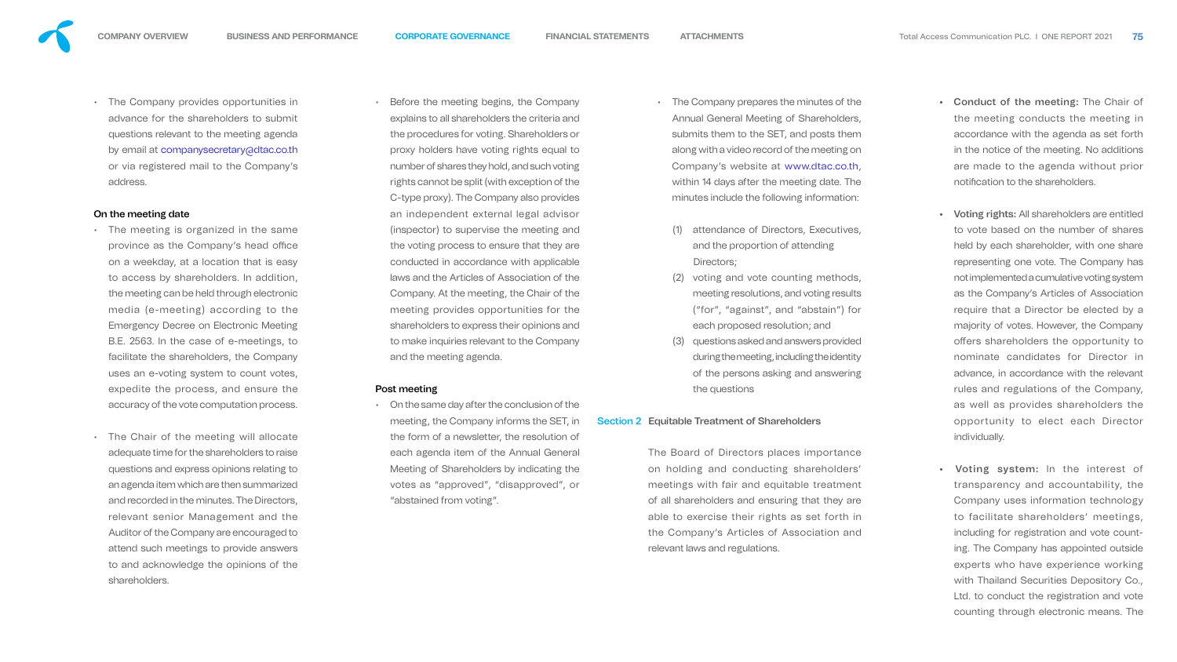- The Company provides opportunities in advance for the shareholders to submit questions relevant to the meeting agenda by email at companysecretary@dtac.co.th or via registered mail to the Company's address.

**On the meeting date**

- The meeting is organized in the same province as the Company's head office on a weekday, at a location that is easy to access by shareholders. In addition, the meeting can be held through electronic media (e-meeting) according to the Emergency Decree on Electronic Meeting B.E. 2563. In the case of e-meetings, to facilitate the shareholders, the Company uses an e-voting system to count votes, expedite the process, and ensure the accuracy of the vote computation process.

- The Chair of the meeting will allocate adequate time for the shareholders to raise questions and express opinions relating to an agenda item which are then summarized and recorded in the minutes. The Directors, relevant senior Management and the Auditor of the Company are encouraged to attend such meetings to provide answers to and acknowledge the opinions of the shareholders.

- Before the meeting begins, the Company explains to all shareholders the criteria and the procedures for voting. Shareholders or proxy holders have voting rights equal to number of shares they hold, and such voting rights cannot be split (with exception of the C-type proxy). The Company also provides an independent external legal advisor (inspector) to supervise the meeting and the voting process to ensure that they are conducted in accordance with applicable laws and the Articles of Association of the Company. At the meeting, the Chair of the meeting provides opportunities for the shareholders to express their opinions and to make inquiries relevant to the Company and the meeting agenda.

**Post meeting**

- On the same day after the conclusion of the meeting, the Company informs the SET, in the form of a newsletter, the resolution of each agenda item of the Annual General Meeting of Shareholders by indicating the votes as "approved", "disapproved", or "abstained from voting".

- The Company prepares the minutes of the Annual General Meeting of Shareholders, submits them to the SET, and posts them along with a video record of the meeting on Company's website at www.dtac.co.th, within 14 days after the meeting date. The minutes include the following information:

  (1) attendance of Directors, Executives, and the proportion of attending Directors;
  (2) voting and vote counting methods, meeting resolutions, and voting results ("for", "against", and "abstain") for each proposed resolution; and
  (3) questions asked and answers provided during the meeting, including the identity of the persons asking and answering the questions

## Section 2 Equitable Treatment of Shareholders

The Board of Directors places importance on holding and conducting shareholders' meetings with fair and equitable treatment of all shareholders and ensuring that they are able to exercise their rights as set forth in the Company's Articles of Association and relevant laws and regulations.

- **Conduct of the meeting:** The Chair of the meeting conducts the meeting in accordance with the agenda as set forth in the notice of the meeting. No additions are made to the agenda without prior notification to the shareholders.

- **Voting rights:** All shareholders are entitled to vote based on the number of shares held by each shareholder, with one share representing one vote. The Company has not implemented a cumulative voting system as the Company's Articles of Association require that a Director be elected by a majority of votes. However, the Company offers shareholders the opportunity to nominate candidates for Director in advance, in accordance with the relevant rules and regulations of the Company, as well as provides shareholders the opportunity to elect each Director individually.

- **Voting system:** In the interest of transparency and accountability, the Company uses information technology to facilitate shareholders' meetings, including for registration and vote counting. The Company has appointed outside experts who have experience working with Thailand Securities Depository Co., Ltd. to conduct the registration and vote counting through electronic means. The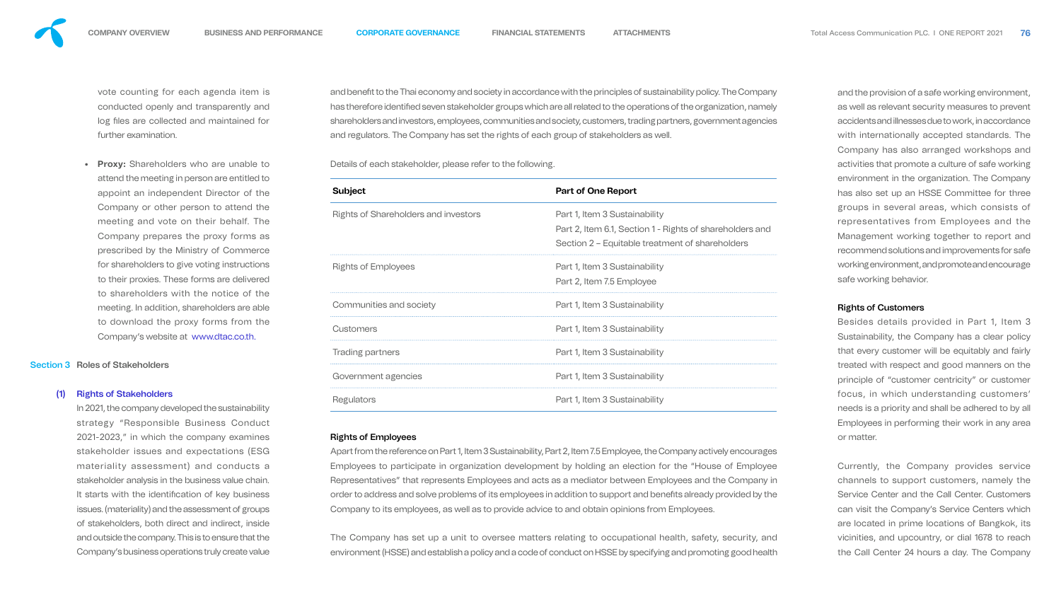vote counting for each agenda item is conducted openly and transparently and log files are collected and maintained for further examination.

- **Proxy:** Shareholders who are unable to attend the meeting in person are entitled to appoint an independent Director of the Company or other person to attend the meeting and vote on their behalf. The Company prepares the proxy forms as prescribed by the Ministry of Commerce for shareholders to give voting instructions to their proxies. These forms are delivered to shareholders with the notice of the meeting. In addition, shareholders are able to download the proxy forms from the Company's website at www.dtac.co.th.

## Section 3 Roles of Stakeholders

### (1) Rights of Stakeholders

In 2021, the company developed the sustainability strategy "Responsible Business Conduct 2021-2023," in which the company examines stakeholder issues and expectations (ESG materiality assessment) and conducts a stakeholder analysis in the business value chain. It starts with the identification of key business issues. (materiality) and the assessment of groups of stakeholders, both direct and indirect, inside and outside the company. This is to ensure that the Company's business operations truly create value and benefit to the Thai economy and society in accordance with the principles of sustainability policy. The Company has therefore identified seven stakeholder groups which are all related to the operations of the organization, namely shareholders and investors, employees, communities and society, customers, trading partners, government agencies and regulators. The Company has set the rights of each group of stakeholders as well.

Details of each stakeholder, please refer to the following.

| Subject | Part of One Report |
|---|---|
| Rights of Shareholders and investors | Part 1, Item 3 Sustainability<br>Part 2, Item 6.1, Section 1 - Rights of shareholders and Section 2 – Equitable treatment of shareholders |
| Rights of Employees | Part 1, Item 3 Sustainability<br>Part 2, Item 7.5 Employee |
| Communities and society | Part 1, Item 3 Sustainability |
| Customers | Part 1, Item 3 Sustainability |
| Trading partners | Part 1, Item 3 Sustainability |
| Government agencies | Part 1, Item 3 Sustainability |
| Regulators | Part 1, Item 3 Sustainability |

**Rights of Employees**

Apart from the reference on Part 1, Item 3 Sustainability, Part 2, Item 7.5 Employee, the Company actively encourages Employees to participate in organization development by holding an election for the "House of Employee Representatives" that represents Employees and acts as a mediator between Employees and the Company in order to address and solve problems of its employees in addition to support and benefits already provided by the Company to its employees, as well as to provide advice to and obtain opinions from Employees.

The Company has set up a unit to oversee matters relating to occupational health, safety, security, and environment (HSSE) and establish a policy and a code of conduct on HSSE by specifying and promoting good health and the provision of a safe working environment, as well as relevant security measures to prevent accidents and illnesses due to work, in accordance with internationally accepted standards. The Company has also arranged workshops and activities that promote a culture of safe working environment in the organization. The Company has also set up an HSSE Committee for three groups in several areas, which consists of representatives from Employees and the Management working together to report and recommend solutions and improvements for safe working environment, and promote and encourage safe working behavior.

**Rights of Customers**

Besides details provided in Part 1, Item 3 Sustainability, the Company has a clear policy that every customer will be equitably and fairly treated with respect and good manners on the principle of "customer centricity" or customer focus, in which understanding customers' needs is a priority and shall be adhered to by all Employees in performing their work in any area or matter.

Currently, the Company provides service channels to support customers, namely the Service Center and the Call Center. Customers can visit the Company's Service Centers which are located in prime locations of Bangkok, its vicinities, and upcountry, or dial 1678 to reach the Call Center 24 hours a day. The Company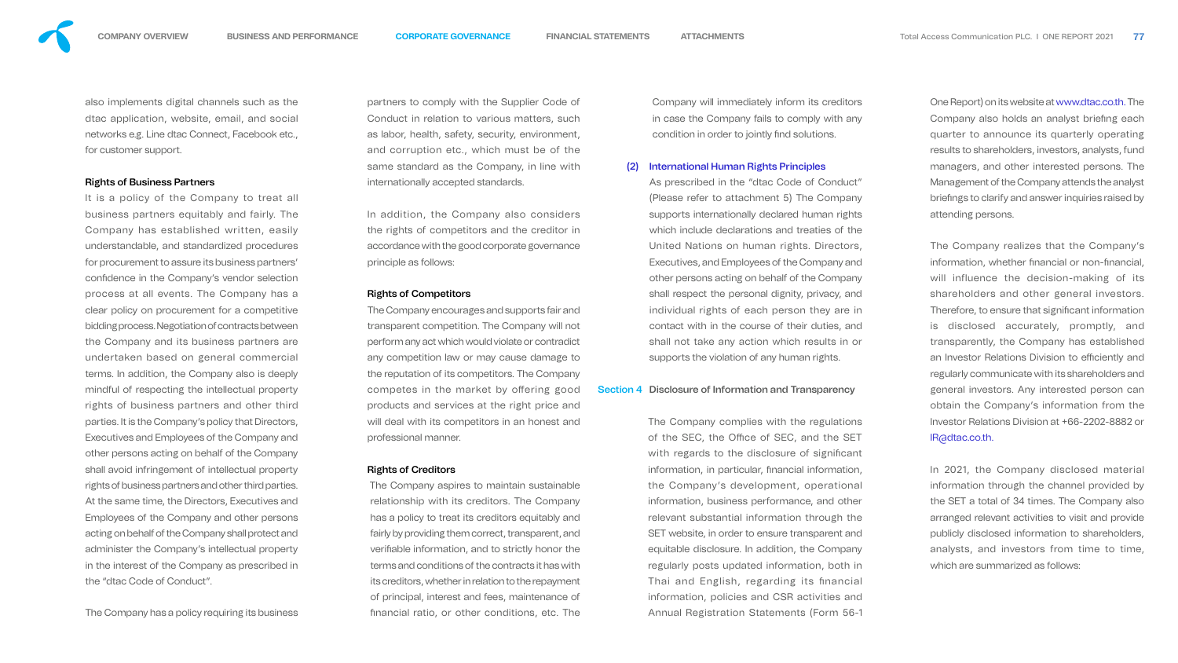also implements digital channels such as the dtac application, website, email, and social networks e.g. Line dtac Connect, Facebook etc., for customer support.

#### Rights of Business Partners

It is a policy of the Company to treat all business partners equitably and fairly. The Company has established written, easily understandable, and standardized procedures for procurement to assure its business partners' confidence in the Company's vendor selection process at all events. The Company has a clear policy on procurement for a competitive bidding process. Negotiation of contracts between the Company and its business partners are undertaken based on general commercial terms. In addition, the Company also is deeply mindful of respecting the intellectual property rights of business partners and other third parties. It is the Company's policy that Directors, Executives and Employees of the Company and other persons acting on behalf of the Company shall avoid infringement of intellectual property rights of business partners and other third parties. At the same time, the Directors, Executives and Employees of the Company and other persons acting on behalf of the Company shall protect and administer the Company's intellectual property in the interest of the Company as prescribed in the "dtac Code of Conduct".

The Company has a policy requiring its business partners to comply with the Supplier Code of Conduct in relation to various matters, such as labor, health, safety, security, environment, and corruption etc., which must be of the same standard as the Company, in line with internationally accepted standards.

In addition, the Company also considers the rights of competitors and the creditor in accordance with the good corporate governance principle as follows:

#### Rights of Competitors

The Company encourages and supports fair and transparent competition. The Company will not perform any act which would violate or contradict any competition law or may cause damage to the reputation of its competitors. The Company competes in the market by offering good products and services at the right price and will deal with its competitors in an honest and professional manner.

#### Rights of Creditors

The Company aspires to maintain sustainable relationship with its creditors. The Company has a policy to treat its creditors equitably and fairly by providing them correct, transparent, and verifiable information, and to strictly honor the terms and conditions of the contracts it has with its creditors, whether in relation to the repayment of principal, interest and fees, maintenance of financial ratio, or other conditions, etc. The Company will immediately inform its creditors in case the Company fails to comply with any condition in order to jointly find solutions.

(2) **International Human Rights Principles**

As prescribed in the "dtac Code of Conduct" (Please refer to attachment 5) The Company supports internationally declared human rights which include declarations and treaties of the United Nations on human rights. Directors, Executives, and Employees of the Company and other persons acting on behalf of the Company shall respect the personal dignity, privacy, and individual rights of each person they are in contact with in the course of their duties, and shall not take any action which results in or supports the violation of any human rights.

### Section 4 Disclosure of Information and Transparency

The Company complies with the regulations of the SEC, the Office of SEC, and the SET with regards to the disclosure of significant information, in particular, financial information, the Company's development, operational information, business performance, and other relevant substantial information through the SET website, in order to ensure transparent and equitable disclosure. In addition, the Company regularly posts updated information, both in Thai and English, regarding its financial information, policies and CSR activities and Annual Registration Statements (Form 56-1 One Report) on its website at www.dtac.co.th. The Company also holds an analyst briefing each quarter to announce its quarterly operating results to shareholders, investors, analysts, fund managers, and other interested persons. The Management of the Company attends the analyst briefings to clarify and answer inquiries raised by attending persons.

The Company realizes that the Company's information, whether financial or non-financial, will influence the decision-making of its shareholders and other general investors. Therefore, to ensure that significant information is disclosed accurately, promptly, and transparently, the Company has established an Investor Relations Division to efficiently and regularly communicate with its shareholders and general investors. Any interested person can obtain the Company's information from the Investor Relations Division at +66-2202-8882 or IR@dtac.co.th.

In 2021, the Company disclosed material information through the channel provided by the SET a total of 34 times. The Company also arranged relevant activities to visit and provide publicly disclosed information to shareholders, analysts, and investors from time to time, which are summarized as follows: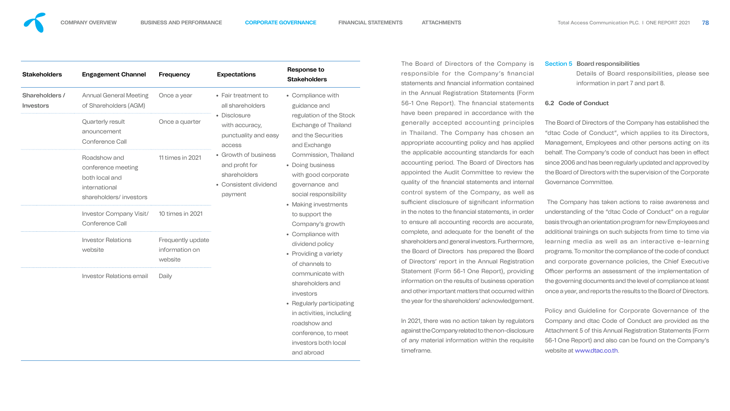| Stakeholders | Engagement Channel | Frequency | Expectations | Response to Stakeholders |
|---|---|---|---|---|
| Shareholders / Investors | Annual General Meeting of Shareholders (AGM) | Once a year | • Fair treatment to all shareholders<br>• Disclosure with accuracy, punctuality and easy access<br>• Growth of business and profit for shareholders<br>• Consistent dividend payment | • Compliance with guidance and regulation of the Stock Exchange of Thailand and the Securities and Exchange Commission, Thailand<br>• Doing business with good corporate governance and social responsibility<br>• Making investments to support the Company's growth<br>• Compliance with dividend policy<br>• Providing a variety of channels to communicate with shareholders and investors<br>• Regularly participating in activities, including roadshow and conference, to meet investors both local and abroad |
| | Quarterly result anouncement Conference Call | Once a quarter | | |
| | Roadshow and conference meeting both local and international shareholders/ investors | 11 times in 2021 | | |
| | Investor Company Visit/ Conference Call | 10 times in 2021 | | |
| | Investor Relations website | Frequently update information on website | | |
| | Investor Relations email | Daily | | |

The Board of Directors of the Company is responsible for the Company's financial statements and financial information contained in the Annual Registration Statements (Form 56-1 One Report). The financial statements have been prepared in accordance with the generally accepted accounting principles in Thailand. The Company has chosen an appropriate accounting policy and has applied the applicable accounting standards for each accounting period. The Board of Directors has appointed the Audit Committee to review the quality of the financial statements and internal control system of the Company, as well as sufficient disclosure of significant information in the notes to the financial statements, in order to ensure all accounting records are accurate, complete, and adequate for the benefit of the shareholders and general investors. Furthermore, the Board of Directors has prepared the Board of Directors' report in the Annual Registration Statement (Form 56-1 One Report), providing information on the results of business operation and other important matters that occurred within the year for the shareholders' acknowledgement.

In 2021, there was no action taken by regulators against the Company related to the non-disclosure of any material information within the requisite timeframe.

**Section 5 Board responsibilities**

Details of Board responsibilities, please see information in part 7 and part 8.

### 6.2 Code of Conduct

The Board of Directors of the Company has established the "dtac Code of Conduct", which applies to its Directors, Management, Employees and other persons acting on its behalf. The Company's code of conduct has been in effect since 2006 and has been regularly updated and approved by the Board of Directors with the supervision of the Corporate Governance Committee.

The Company has taken actions to raise awareness and understanding of the "dtac Code of Conduct" on a regular basis through an orientation program for new Employees and additional trainings on such subjects from time to time via learning media as well as an interactive e-learning programs. To monitor the compliance of the code of conduct and corporate governance policies, the Chief Executive Officer performs an assessment of the implementation of the governing documents and the level of compliance at least once a year, and reports the results to the Board of Directors.

Policy and Guideline for Corporate Governance of the Company and dtac Code of Conduct are provided as the Attachment 5 of this Annual Registration Statements (Form 56-1 One Report) and also can be found on the Company's website at www.dtac.co.th.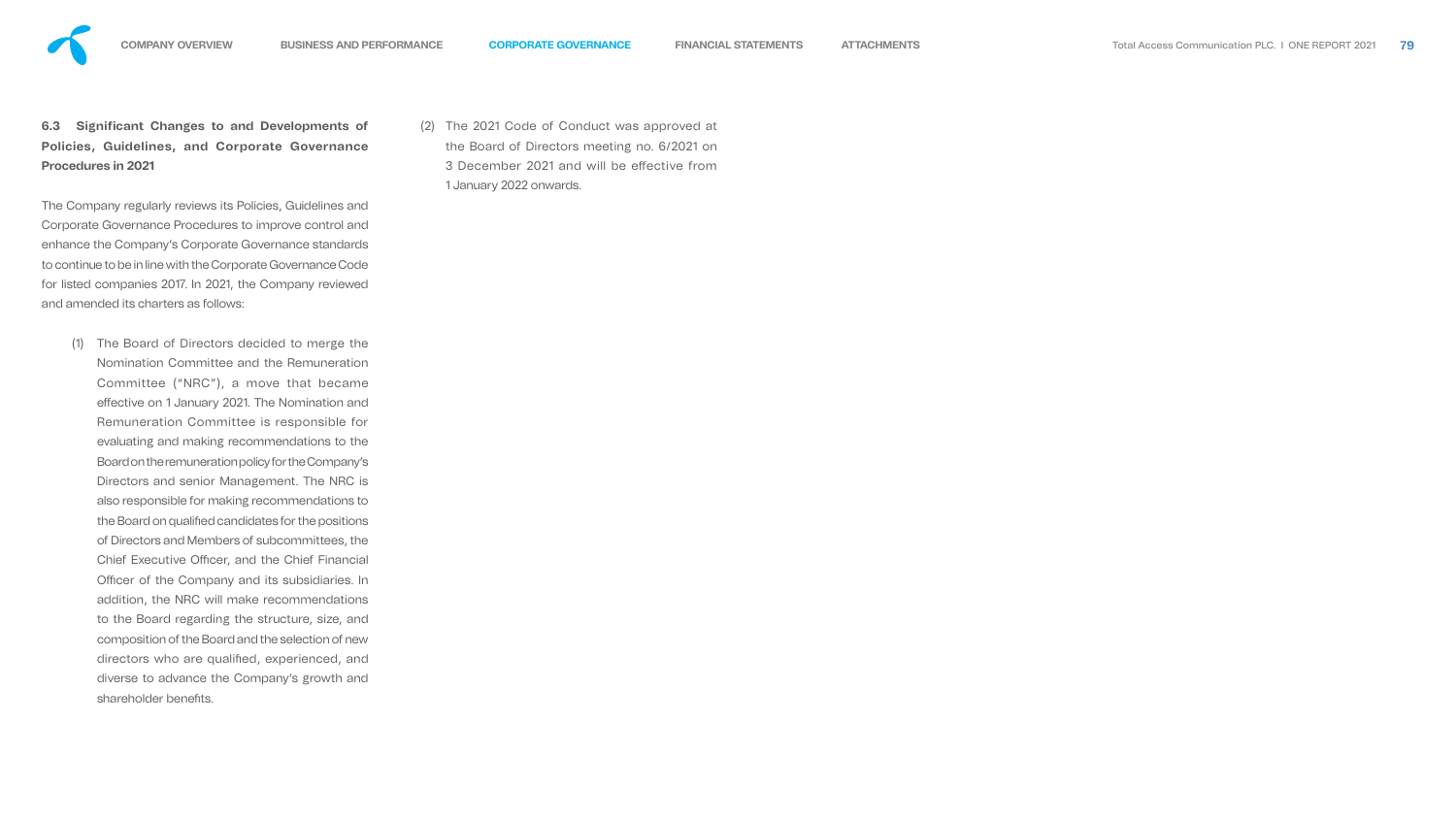### 6.3 Significant Changes to and Developments of Policies, Guidelines, and Corporate Governance Procedures in 2021

The Company regularly reviews its Policies, Guidelines and Corporate Governance Procedures to improve control and enhance the Company's Corporate Governance standards to continue to be in line with the Corporate Governance Code for listed companies 2017. In 2021, the Company reviewed and amended its charters as follows:

(1) The Board of Directors decided to merge the Nomination Committee and the Remuneration Committee ("NRC"), a move that became effective on 1 January 2021. The Nomination and Remuneration Committee is responsible for evaluating and making recommendations to the Board on the remuneration policy for the Company's Directors and senior Management. The NRC is also responsible for making recommendations to the Board on qualified candidates for the positions of Directors and Members of subcommittees, the Chief Executive Officer, and the Chief Financial Officer of the Company and its subsidiaries. In addition, the NRC will make recommendations to the Board regarding the structure, size, and composition of the Board and the selection of new directors who are qualified, experienced, and diverse to advance the Company's growth and shareholder benefits.

(2) The 2021 Code of Conduct was approved at the Board of Directors meeting no. 6/2021 on 3 December 2021 and will be effective from 1 January 2022 onwards.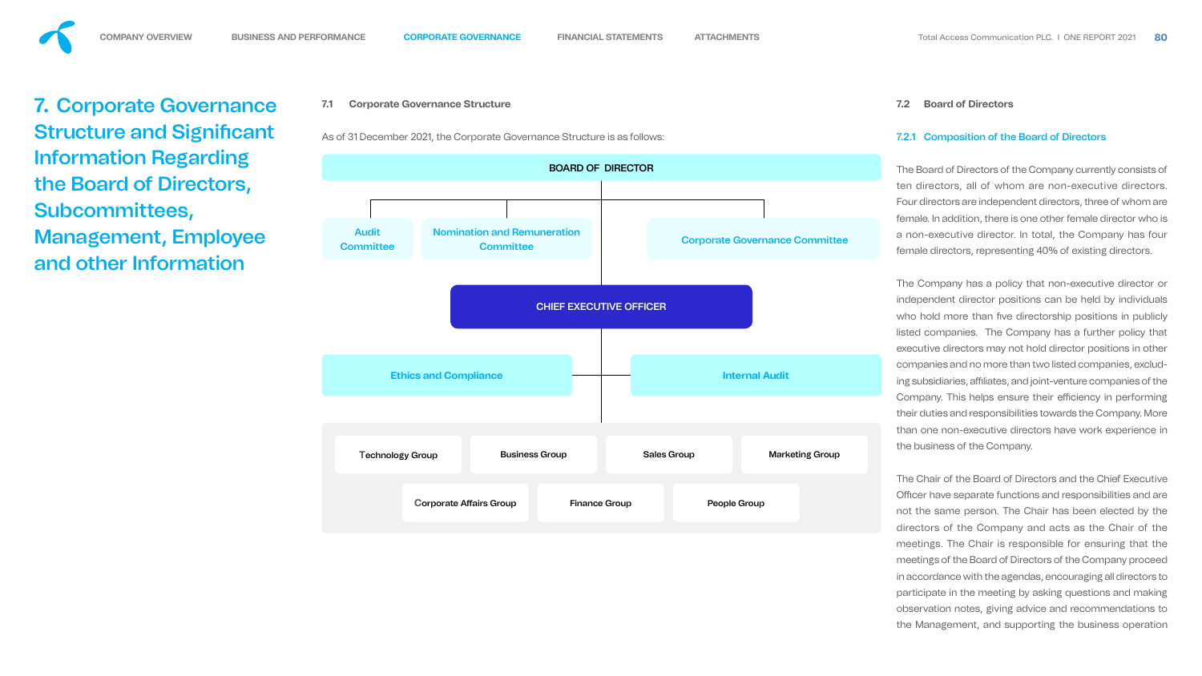# 7. Corporate Governance Structure and Significant Information Regarding the Board of Directors, Subcommittees, Management, Employee and other Information

## 7.1 Corporate Governance Structure

As of 31 December 2021, the Corporate Governance Structure is as follows:

BOARD OF DIRECTOR

- Audit Committee
- Nomination and Remuneration Committee
- Corporate Governance Committee

CHIEF EXECUTIVE OFFICER

- Ethics and Compliance
- Internal Audit

Technology Group | Business Group | Sales Group | Marketing Group | Corporate Affairs Group | Finance Group | People Group

## 7.2 Board of Directors

### 7.2.1 Composition of the Board of Directors

The Board of Directors of the Company currently consists of ten directors, all of whom are non-executive directors. Four directors are independent directors, three of whom are female. In addition, there is one other female director who is a non-executive director. In total, the Company has four female directors, representing 40% of existing directors.

The Company has a policy that non-executive director or independent director positions can be held by individuals who hold more than five directorship positions in publicly listed companies. The Company has a further policy that executive directors may not hold director positions in other companies and no more than two listed companies, excluding subsidiaries, affiliates, and joint-venture companies of the Company. This helps ensure their efficiency in performing their duties and responsibilities towards the Company. More than one non-executive directors have work experience in the business of the Company.

The Chair of the Board of Directors and the Chief Executive Officer have separate functions and responsibilities and are not the same person. The Chair has been elected by the directors of the Company and acts as the Chair of the meetings. The Chair is responsible for ensuring that the meetings of the Board of Directors of the Company proceed in accordance with the agendas, encouraging all directors to participate in the meeting by asking questions and making observation notes, giving advice and recommendations to the Management, and supporting the business operation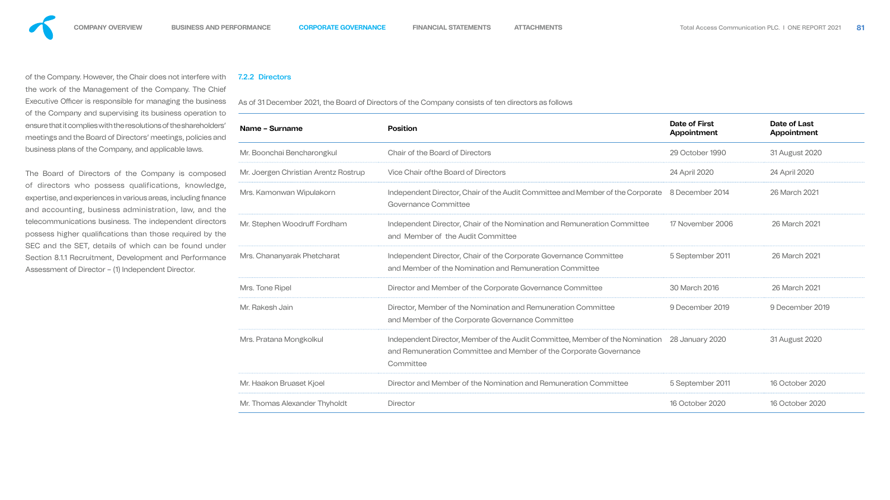of the Company. However, the Chair does not interfere with the work of the Management of the Company. The Chief Executive Officer is responsible for managing the business of the Company and supervising its business operation to ensure that it complies with the resolutions of the shareholders' meetings and the Board of Directors' meetings, policies and business plans of the Company, and applicable laws.

The Board of Directors of the Company is composed of directors who possess qualifications, knowledge, expertise, and experiences in various areas, including finance and accounting, business administration, law, and the telecommunications business. The independent directors possess higher qualifications than those required by the SEC and the SET, details of which can be found under Section 8.1.1 Recruitment, Development and Performance Assessment of Director – (1) Independent Director.

### 7.2.2 Directors

As of 31 December 2021, the Board of Directors of the Company consists of ten directors as follows

| Name – Surname | Position | Date of First Appointment | Date of Last Appointment |
|---|---|---|---|
| Mr. Boonchai Bencharongkul | Chair of the Board of Directors | 29 October 1990 | 31 August 2020 |
| Mr. Joergen Christian Arentz Rostrup | Vice Chair ofthe Board of Directors | 24 April 2020 | 24 April 2020 |
| Mrs. Kamonwan Wipulakorn | Independent Director, Chair of the Audit Committee and Member of the Corporate Governance Committee | 8 December 2014 | 26 March 2021 |
| Mr. Stephen Woodruff Fordham | Independent Director, Chair of the Nomination and Remuneration Committee and Member of the Audit Committee | 17 November 2006 | 26 March 2021 |
| Mrs. Chananyarak Phetcharat | Independent Director, Chair of the Corporate Governance Committee and Member of the Nomination and Remuneration Committee | 5 September 2011 | 26 March 2021 |
| Mrs. Tone Ripel | Director and Member of the Corporate Governance Committee | 30 March 2016 | 26 March 2021 |
| Mr. Rakesh Jain | Director, Member of the Nomination and Remuneration Committee and Member of the Corporate Governance Committee | 9 December 2019 | 9 December 2019 |
| Mrs. Pratana Mongkolkul | Independent Director, Member of the Audit Committee, Member of the Nomination and Remuneration Committee and Member of the Corporate Governance Committee | 28 January 2020 | 31 August 2020 |
| Mr. Haakon Bruaset Kjoel | Director and Member of the Nomination and Remuneration Committee | 5 September 2011 | 16 October 2020 |
| Mr. Thomas Alexander Thyholdt | Director | 16 October 2020 | 16 October 2020 |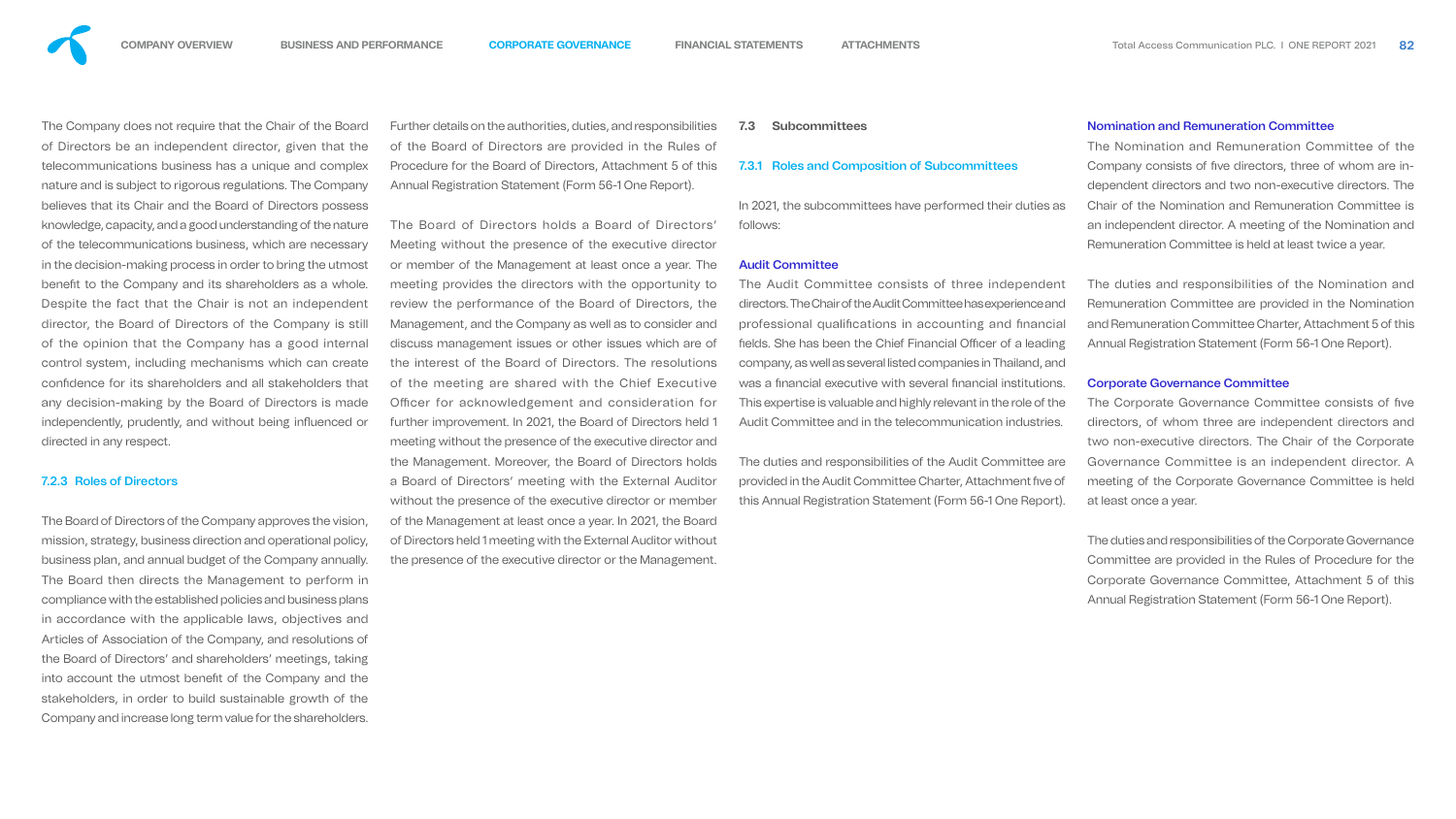The Company does not require that the Chair of the Board of Directors be an independent director, given that the telecommunications business has a unique and complex nature and is subject to rigorous regulations. The Company believes that its Chair and the Board of Directors possess knowledge, capacity, and a good understanding of the nature of the telecommunications business, which are necessary in the decision-making process in order to bring the utmost benefit to the Company and its shareholders as a whole. Despite the fact that the Chair is not an independent director, the Board of Directors of the Company is still of the opinion that the Company has a good internal control system, including mechanisms which can create confidence for its shareholders and all stakeholders that any decision-making by the Board of Directors is made independently, prudently, and without being influenced or directed in any respect.

### 7.2.3 Roles of Directors

The Board of Directors of the Company approves the vision, mission, strategy, business direction and operational policy, business plan, and annual budget of the Company annually. The Board then directs the Management to perform in compliance with the established policies and business plans in accordance with the applicable laws, objectives and Articles of Association of the Company, and resolutions of the Board of Directors' and shareholders' meetings, taking into account the utmost benefit of the Company and the stakeholders, in order to build sustainable growth of the Company and increase long term value for the shareholders.

Further details on the authorities, duties, and responsibilities of the Board of Directors are provided in the Rules of Procedure for the Board of Directors, Attachment 5 of this Annual Registration Statement (Form 56-1 One Report).

The Board of Directors holds a Board of Directors' Meeting without the presence of the executive director or member of the Management at least once a year. The meeting provides the directors with the opportunity to review the performance of the Board of Directors, the Management, and the Company as well as to consider and discuss management issues or other issues which are of the interest of the Board of Directors. The resolutions of the meeting are shared with the Chief Executive Officer for acknowledgement and consideration for further improvement. In 2021, the Board of Directors held 1 meeting without the presence of the executive director and the Management. Moreover, the Board of Directors holds a Board of Directors' meeting with the External Auditor without the presence of the executive director or member of the Management at least once a year. In 2021, the Board of Directors held 1 meeting with the External Auditor without the presence of the executive director or the Management.

## 7.3 Subcommittees

### 7.3.1 Roles and Composition of Subcommittees

In 2021, the subcommittees have performed their duties as follows:

#### Audit Committee

The Audit Committee consists of three independent directors. The Chair of the Audit Committee has experience and professional qualifications in accounting and financial fields. She has been the Chief Financial Officer of a leading company, as well as several listed companies in Thailand, and was a financial executive with several financial institutions. This expertise is valuable and highly relevant in the role of the Audit Committee and in the telecommunication industries.

The duties and responsibilities of the Audit Committee are provided in the Audit Committee Charter, Attachment five of this Annual Registration Statement (Form 56-1 One Report).

#### Nomination and Remuneration Committee

The Nomination and Remuneration Committee of the Company consists of five directors, three of whom are independent directors and two non-executive directors. The Chair of the Nomination and Remuneration Committee is an independent director. A meeting of the Nomination and Remuneration Committee is held at least twice a year.

The duties and responsibilities of the Nomination and Remuneration Committee are provided in the Nomination and Remuneration Committee Charter, Attachment 5 of this Annual Registration Statement (Form 56-1 One Report).

#### Corporate Governance Committee

The Corporate Governance Committee consists of five directors, of whom three are independent directors and two non-executive directors. The Chair of the Corporate Governance Committee is an independent director. A meeting of the Corporate Governance Committee is held at least once a year.

The duties and responsibilities of the Corporate Governance Committee are provided in the Rules of Procedure for the Corporate Governance Committee, Attachment 5 of this Annual Registration Statement (Form 56-1 One Report).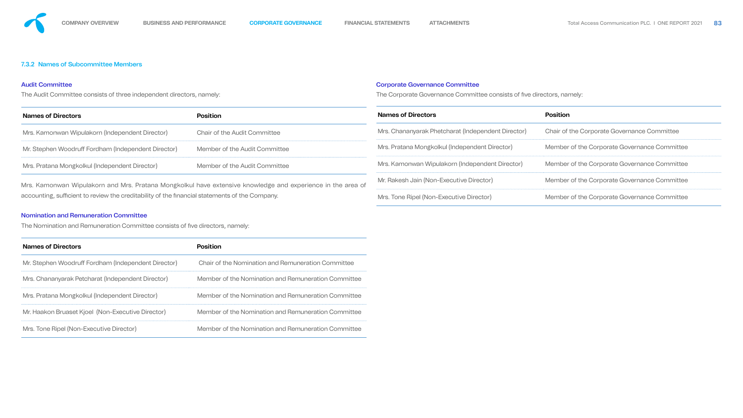### 7.3.2 Names of Subcommittee Members

#### Audit Committee

The Audit Committee consists of three independent directors, namely:

| Names of Directors | Position |
|---|---|
| Mrs. Kamonwan Wipulakorn (Independent Director) | Chair of the Audit Committee |
| Mr. Stephen Woodruff Fordham (Independent Director) | Member of the Audit Committee |
| Mrs. Pratana Mongkolkul (Independent Director) | Member of the Audit Committee |

Mrs. Kamonwan Wipulakorn and Mrs. Pratana Mongkolkul have extensive knowledge and experience in the area of accounting, sufficient to review the creditability of the financial statements of the Company.

#### Nomination and Remuneration Committee

The Nomination and Remuneration Committee consists of five directors, namely:

| Names of Directors | Position |
|---|---|
| Mr. Stephen Woodruff Fordham (Independent Director) | Chair of the Nomination and Remuneration Committee |
| Mrs. Chananyarak Petcharat (Independent Director) | Member of the Nomination and Remuneration Committee |
| Mrs. Pratana Mongkolkul (Independent Director) | Member of the Nomination and Remuneration Committee |
| Mr. Haakon Bruaset Kjoel (Non-Executive Director) | Member of the Nomination and Remuneration Committee |
| Mrs. Tone Ripel (Non-Executive Director) | Member of the Nomination and Remuneration Committee |

#### Corporate Governance Committee

The Corporate Governance Committee consists of five directors, namely:

| Names of Directors | Position |
|---|---|
| Mrs. Chananyarak Phetcharat (Independent Director) | Chair of the Corporate Governance Committee |
| Mrs. Pratana Mongkolkul (Independent Director) | Member of the Corporate Governance Committee |
| Mrs. Kamonwan Wipulakorn (Independent Director) | Member of the Corporate Governance Committee |
| Mr. Rakesh Jain (Non-Executive Director) | Member of the Corporate Governance Committee |
| Mrs. Tone Ripel (Non-Executive Director) | Member of the Corporate Governance Committee |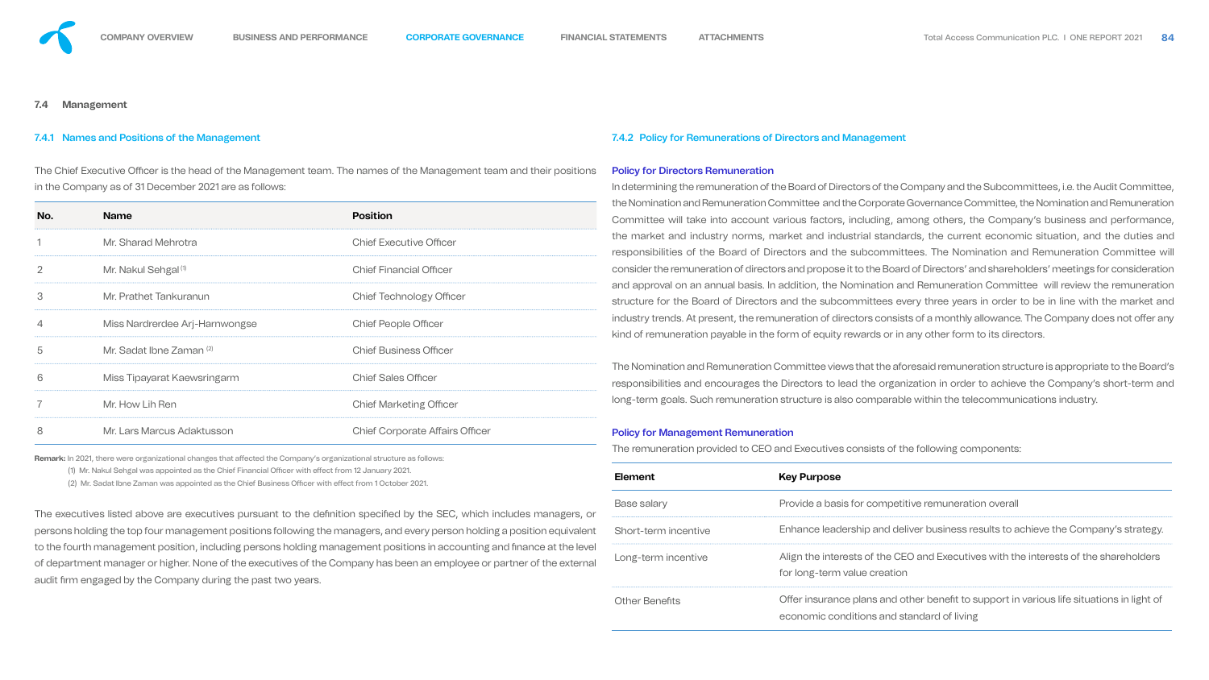## 7.4 Management

### 7.4.1 Names and Positions of the Management

The Chief Executive Officer is the head of the Management team. The names of the Management team and their positions in the Company as of 31 December 2021 are as follows:

| No. | Name | Position |
|---|---|---|
| 1 | Mr. Sharad Mehrotra | Chief Executive Officer |
| 2 | Mr. Nakul Sehgal (1) | Chief Financial Officer |
| 3 | Mr. Prathet Tankuranun | Chief Technology Officer |
| 4 | Miss Nardrerdee Arj-Harnwongse | Chief People Officer |
| 5 | Mr. Sadat Ibne Zaman (2) | Chief Business Officer |
| 6 | Miss Tipayarat Kaewsringarm | Chief Sales Officer |
| 7 | Mr. How Lih Ren | Chief Marketing Officer |
| 8 | Mr. Lars Marcus Adaktusson | Chief Corporate Affairs Officer |

**Remark:** In 2021, there were organizational changes that affected the Company's organizational structure as follows:
(1) Mr. Nakul Sehgal was appointed as the Chief Financial Officer with effect from 12 January 2021.
(2) Mr. Sadat Ibne Zaman was appointed as the Chief Business Officer with effect from 1 October 2021.

The executives listed above are executives pursuant to the definition specified by the SEC, which includes managers, or persons holding the top four management positions following the managers, and every person holding a position equivalent to the fourth management position, including persons holding management positions in accounting and finance at the level of department manager or higher. None of the executives of the Company has been an employee or partner of the external audit firm engaged by the Company during the past two years.

### 7.4.2 Policy for Remunerations of Directors and Management

**Policy for Directors Remuneration**

In determining the remuneration of the Board of Directors of the Company and the Subcommittees, i.e. the Audit Committee, the Nomination and Remuneration Committee and the Corporate Governance Committee, the Nomination and Remuneration Committee will take into account various factors, including, among others, the Company's business and performance, the market and industry norms, market and industrial standards, the current economic situation, and the duties and responsibilities of the Board of Directors and the subcommittees. The Nomination and Remuneration Committee will consider the remuneration of directors and propose it to the Board of Directors' and shareholders' meetings for consideration and approval on an annual basis. In addition, the Nomination and Remuneration Committee will review the remuneration structure for the Board of Directors and the subcommittees every three years in order to be in line with the market and industry trends. At present, the remuneration of directors consists of a monthly allowance. The Company does not offer any kind of remuneration payable in the form of equity rewards or in any other form to its directors.

The Nomination and Remuneration Committee views that the aforesaid remuneration structure is appropriate to the Board's responsibilities and encourages the Directors to lead the organization in order to achieve the Company's short-term and long-term goals. Such remuneration structure is also comparable within the telecommunications industry.

**Policy for Management Remuneration**

The remuneration provided to CEO and Executives consists of the following components:

| Element | Key Purpose |
|---|---|
| Base salary | Provide a basis for competitive remuneration overall |
| Short-term incentive | Enhance leadership and deliver business results to achieve the Company's strategy. |
| Long-term incentive | Align the interests of the CEO and Executives with the interests of the shareholders for long-term value creation |
| Other Benefits | Offer insurance plans and other benefit to support in various life situations in light of economic conditions and standard of living |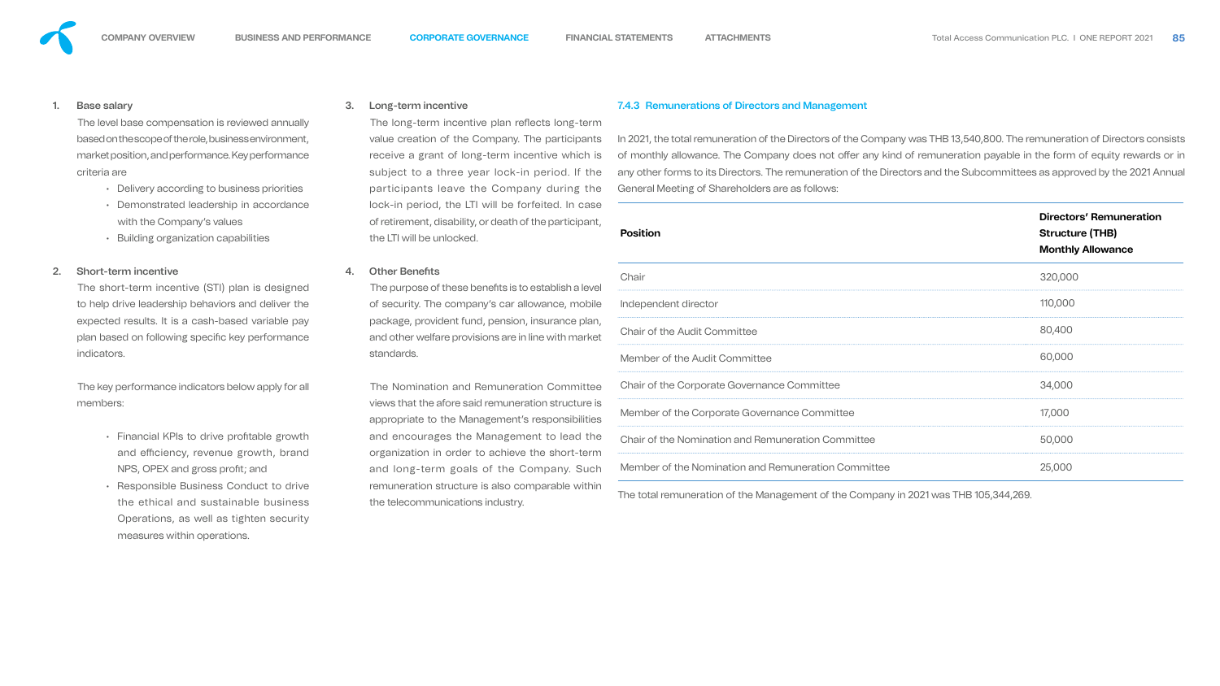1. **Base salary**
   The level base compensation is reviewed annually based on the scope of the role, business environment, market position, and performance. Key performance criteria are
   - Delivery according to business priorities
   - Demonstrated leadership in accordance with the Company's values
   - Building organization capabilities

2. **Short-term incentive**
   The short-term incentive (STI) plan is designed to help drive leadership behaviors and deliver the expected results. It is a cash-based variable pay plan based on following specific key performance indicators.

   The key performance indicators below apply for all members:
   - Financial KPIs to drive profitable growth and efficiency, revenue growth, brand NPS, OPEX and gross profit; and
   - Responsible Business Conduct to drive the ethical and sustainable business Operations, as well as tighten security measures within operations.

3. **Long-term incentive**
   The long-term incentive plan reflects long-term value creation of the Company. The participants receive a grant of long-term incentive which is subject to a three year lock-in period. If the participants leave the Company during the lock-in period, the LTI will be forfeited. In case of retirement, disability, or death of the participant, the LTI will be unlocked.

4. **Other Benefits**
   The purpose of these benefits is to establish a level of security. The company's car allowance, mobile package, provident fund, pension, insurance plan, and other welfare provisions are in line with market standards.

   The Nomination and Remuneration Committee views that the afore said remuneration structure is appropriate to the Management's responsibilities and encourages the Management to lead the organization in order to achieve the short-term and long-term goals of the Company. Such remuneration structure is also comparable within the telecommunications industry.

### 7.4.3 Remunerations of Directors and Management

In 2021, the total remuneration of the Directors of the Company was THB 13,540,800. The remuneration of Directors consists of monthly allowance. The Company does not offer any kind of remuneration payable in the form of equity rewards or in any other forms to its Directors. The remuneration of the Directors and the Subcommittees as approved by the 2021 Annual General Meeting of Shareholders are as follows:

| Position | Directors' Remuneration Structure (THB) Monthly Allowance |
|---|---|
| Chair | 320,000 |
| Independent director | 110,000 |
| Chair of the Audit Committee | 80,400 |
| Member of the Audit Committee | 60,000 |
| Chair of the Corporate Governance Committee | 34,000 |
| Member of the Corporate Governance Committee | 17,000 |
| Chair of the Nomination and Remuneration Committee | 50,000 |
| Member of the Nomination and Remuneration Committee | 25,000 |

The total remuneration of the Management of the Company in 2021 was THB 105,344,269.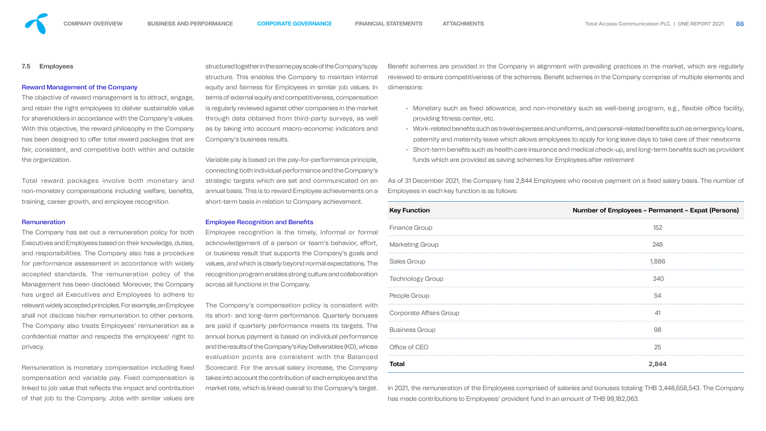## 7.5 Employees

### Reward Management of the Company

The objective of reward management is to attract, engage, and retain the right employees to deliver sustainable value for shareholders in accordance with the Company's values. With this objective, the reward philosophy in the Company has been designed to offer total reward packages that are fair, consistent, and competitive both within and outside the organization.

Total reward packages involve both monetary and non-monetary compensations including welfare, benefits, training, career growth, and employee recognition.

### Remuneration

The Company has set out a remuneration policy for both Executives and Employees based on their knowledge, duties, and responsibilities. The Company also has a procedure for performance assessment in accordance with widely accepted standards. The remuneration policy of the Management has been disclosed. Moreover, the Company has urged all Executives and Employees to adhere to relevant widely accepted principles. For example, an Employee shall not disclose his/her remuneration to other persons. The Company also treats Employees' remuneration as a confidential matter and respects the employees' right to privacy.

Remuneration is monetary compensation including fixed compensation and variable pay. Fixed compensation is linked to job value that reflects the impact and contribution of that job to the Company. Jobs with similar values are structured together in the same pay scale of the Company's pay structure. This enables the Company to maintain internal equity and fairness for Employees in similar job values. In terms of external equity and competitiveness, compensation is regularly reviewed against other companies in the market through data obtained from third-party surveys, as well as by taking into account macro-economic indicators and Company's business results.

Variable pay is based on the pay-for-performance principle, connecting both individual performance and the Company's strategic targets which are set and communicated on an annual basis. This is to reward Employee achievements on a short-term basis in relation to Company achievement.

### Employee Recognition and Benefits

Employee recognition is the timely, informal or formal acknowledgement of a person or team's behavior, effort, or business result that supports the Company's goals and values, and which is clearly beyond normal expectations. The recognition program enables strong culture and collaboration across all functions in the Company.

The Company's compensation policy is consistent with its short- and long-term performance. Quarterly bonuses are paid if quarterly performance meets its targets. The annual bonus payment is based on individual performance and the results of the Company's Key Deliverables (KD), whose evaluation points are consistent with the Balanced Scorecard. For the annual salary increase, the Company takes into account the contribution of each employee and the market rate, which is linked overall to the Company's target.

Benefit schemes are provided in the Company in alignment with prevailing practices in the market, which are regularly reviewed to ensure competitiveness of the schemes. Benefit schemes in the Company comprise of multiple elements and dimensions:

- Monetary such as fixed allowance, and non-monetary such as well-being program, e.g., flexible office facility, providing fitness center, etc.
- Work-related benefits such as travel expenses and uniforms, and personal-related benefits such as emergency loans, paternity and maternity leave which allows employees to apply for long leave days to take care of their newborns
- Short-term benefits such as health care insurance and medical check-up, and long-term benefits such as provident funds which are provided as saving schemes for Employees after retirement

As of 31 December 2021, the Company has 2,844 Employees who receive payment on a fixed salary basis. The number of Employees in each key function is as follows:

| Key Function | Number of Employees – Permanent – Expat (Persons) |
|---|---|
| Finance Group | 152 |
| Marketing Group | 248 |
| Sales Group | 1,886 |
| Technology Group | 340 |
| People Group | 54 |
| Corporate Affairs Group | 41 |
| Business Group | 98 |
| Office of CEO | 25 |
| **Total** | **2,844** |

In 2021, the remuneration of the Employees comprised of salaries and bonuses totaling THB 3,448,658,543. The Company has made contributions to Employees' provident fund in an amount of THB 99,182,063.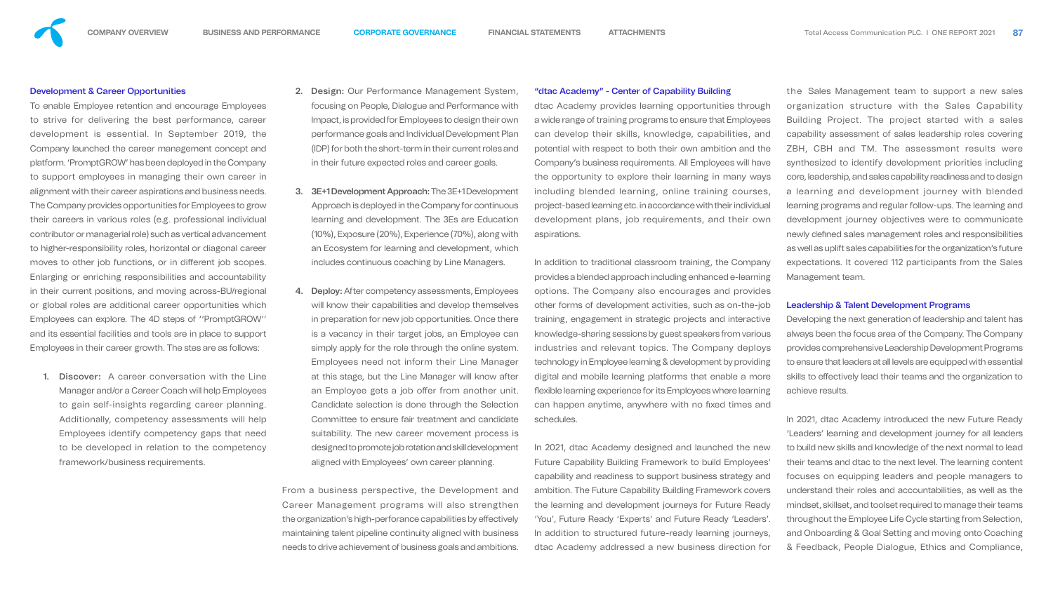## Development & Career Opportunities

To enable Employee retention and encourage Employees to strive for delivering the best performance, career development is essential. In September 2019, the Company launched the career management concept and platform. 'PromptGROW' has been deployed in the Company to support employees in managing their own career in alignment with their career aspirations and business needs. The Company provides opportunities for Employees to grow their careers in various roles (e.g. professional individual contributor or managerial role) such as vertical advancement to higher-responsibility roles, horizontal or diagonal career moves to other job functions, or in different job scopes. Enlarging or enriching responsibilities and accountability in their current positions, and moving across-BU/regional or global roles are additional career opportunities which Employees can explore. The 4D steps of ''PromptGROW'' and its essential facilities and tools are in place to support Employees in their career growth. The stes are as follows:

1. **Discover:** A career conversation with the Line Manager and/or a Career Coach will help Employees to gain self-insights regarding career planning. Additionally, competency assessments will help Employees identify competency gaps that need to be developed in relation to the competency framework/business requirements.
2. **Design:** Our Performance Management System, focusing on People, Dialogue and Performance with Impact, is provided for Employees to design their own performance goals and Individual Development Plan (IDP) for both the short-term in their current roles and in their future expected roles and career goals.
3. **3E+1 Development Approach:** The 3E+1 Development Approach is deployed in the Company for continuous learning and development. The 3Es are Education (10%), Exposure (20%), Experience (70%), along with an Ecosystem for learning and development, which includes continuous coaching by Line Managers.
4. **Deploy:** After competency assessments, Employees will know their capabilities and develop themselves in preparation for new job opportunities. Once there is a vacancy in their target jobs, an Employee can simply apply for the role through the online system. Employees need not inform their Line Manager at this stage, but the Line Manager will know after an Employee gets a job offer from another unit. Candidate selection is done through the Selection Committee to ensure fair treatment and candidate suitability. The new career movement process is designed to promote job rotation and skill development aligned with Employees' own career planning.

From a business perspective, the Development and Career Management programs will also strengthen the organization's high-perforance capabilities by effectively maintaining talent pipeline continuity aligned with business needs to drive achievement of business goals and ambitions.

## "dtac Academy" - Center of Capability Building

dtac Academy provides learning opportunities through a wide range of training programs to ensure that Employees can develop their skills, knowledge, capabilities, and potential with respect to both their own ambition and the Company's business requirements. All Employees will have the opportunity to explore their learning in many ways including blended learning, online training courses, project-based learning etc. in accordance with their individual development plans, job requirements, and their own aspirations.

In addition to traditional classroom training, the Company provides a blended approach including enhanced e-learning options. The Company also encourages and provides other forms of development activities, such as on-the-job training, engagement in strategic projects and interactive knowledge-sharing sessions by guest speakers from various industries and relevant topics. The Company deploys technology in Employee learning & development by providing digital and mobile learning platforms that enable a more flexible learning experience for its Employees where learning can happen anytime, anywhere with no fixed times and schedules.

In 2021, dtac Academy designed and launched the new Future Capability Building Framework to build Employees' capability and readiness to support business strategy and ambition. The Future Capability Building Framework covers the learning and development journeys for Future Ready 'You', Future Ready 'Experts' and Future Ready 'Leaders'. In addition to structured future-ready learning journeys, dtac Academy addressed a new business direction for the Sales Management team to support a new sales organization structure with the Sales Capability Building Project. The project started with a sales capability assessment of sales leadership roles covering ZBH, CBH and TM. The assessment results were synthesized to identify development priorities including core, leadership, and sales capability readiness and to design a learning and development journey with blended learning programs and regular follow-ups. The learning and development journey objectives were to communicate newly defined sales management roles and responsibilities as well as uplift sales capabilities for the organization's future expectations. It covered 112 participants from the Sales Management team.

## Leadership & Talent Development Programs

Developing the next generation of leadership and talent has always been the focus area of the Company. The Company provides comprehensive Leadership Development Programs to ensure that leaders at all levels are equipped with essential skills to effectively lead their teams and the organization to achieve results.

In 2021, dtac Academy introduced the new Future Ready 'Leaders' learning and development journey for all leaders to build new skills and knowledge of the next normal to lead their teams and dtac to the next level. The learning content focuses on equipping leaders and people managers to understand their roles and accountabilities, as well as the mindset, skillset, and toolset required to manage their teams throughout the Employee Life Cycle starting from Selection, and Onboarding & Goal Setting and moving onto Coaching & Feedback, People Dialogue, Ethics and Compliance,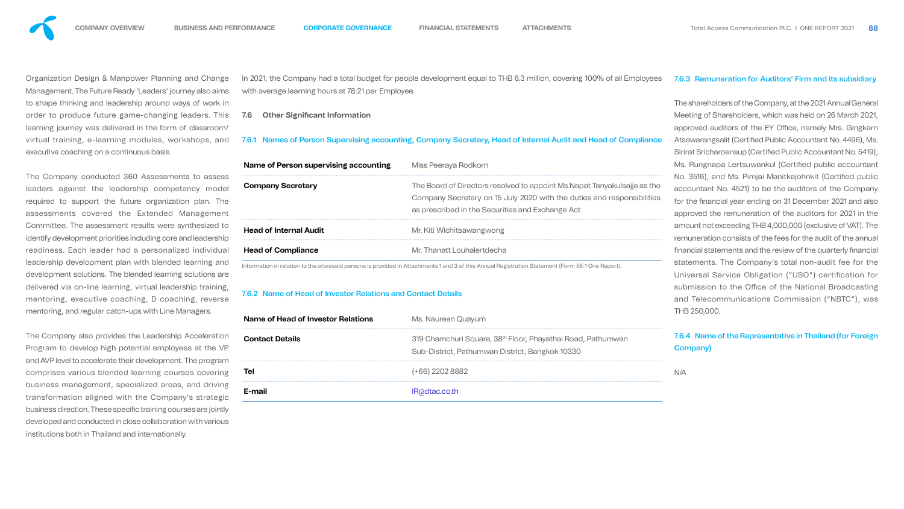Organization Design & Manpower Planning and Change Management. The Future Ready 'Leaders' journey also aims to shape thinking and leadership around ways of work in order to produce future game-changing leaders. This learning journey was delivered in the form of classroom/ virtual training, e-learning modules, workshops, and executive coaching on a continuous basis.

The Company conducted 360 Assessments to assess leaders against the leadership competency model required to support the future organization plan. The assessments covered the Extended Management Committee. The assessment results were synthesized to identify development priorities including core and leadership readiness. Each leader had a personalized individual leadership development plan with blended learning and development solutions. The blended learning solutions are delivered via on-line learning, virtual leadership training, mentoring, executive coaching, D coaching, reverse mentoring, and regular catch-ups with Line Managers.

The Company also provides the Leadership Acceleration Program to develop high potential employees at the VP and AVP level to accelerate their development. The program comprises various blended learning courses covering business management, specialized areas, and driving transformation aligned with the Company's strategic business direction. These specific training courses are jointly developed and conducted in close collaboration with various institutions both in Thailand and internationally.

In 2021, the Company had a total budget for people development equal to THB 6.3 million, covering 100% of all Employees with average learning hours at 78:21 per Employee.

## 7.6 Other Significant Information

### 7.6.1 Names of Person Supervising accounting, Company Secretary, Head of Internal Audit and Head of Compliance

| **Name of Person supervising accounting** | Miss Peeraya Rodkorn |
|---|---|
| **Company Secretary** | The Board of Directors resolved to appoint Ms.Napat Tanyakulsajja as the Company Secretary on 15 July 2020 with the duties and responsibilities as prescribed in the Securities and Exchange Act |
| **Head of Internal Audit** | Mr. Kiti Wichitsawangwong |
| **Head of Compliance** | Mr. Thanatt Louhalertdecha |

Information in relation to the aforesaid persons is provided in Attachments 1 and 3 of this Annual Registration Statement (Form 56-1 One Report).

### 7.6.2 Name of Head of Investor Relations and Contact Details

| **Name of Head of Investor Relations** | Ms. Naureen Quayum |
|---|---|
| **Contact Details** | 319 Chamchuri Square, 38th Floor, Phayathai Road, Pathumwan Sub-District, Pathumwan District, Bangkok 10330 |
| **Tel** | (+66) 2202 8882 |
| **E-mail** | IR@dtac.co.th |

### 7.6.3 Remuneration for Auditors' Firm and its subsidiary

The shareholders of the Company, at the 2021 Annual General Meeting of Shareholders, which was held on 26 March 2021, approved auditors of the EY Office, namely Mrs. Gingkarn Atsawarangsalit (Certified Public Accountant No. 4496), Ms. Sirirat Sricharoensup (Certified Public Accountant No. 5419), Ms. Rungnapa Lertsuwankul (Certified public accountant No. 3516), and Ms. Pimjai Manitkajohnkit (Certified public accountant No. 4521) to be the auditors of the Company for the financial year ending on 31 December 2021 and also approved the remuneration of the auditors for 2021 in the amount not exceeding THB 4,000,000 (exclusive of VAT). The remuneration consists of the fees for the audit of the annual financial statements and the review of the quarterly financial statements. The Company's total non-audit fee for the Universal Service Obligation ("USO") certification for submission to the Office of the National Broadcasting and Telecommunications Commission ("NBTC"), was THB 250,000.

### 7.6.4 Name of the Representative in Thailand (for Foreign Company)

N/A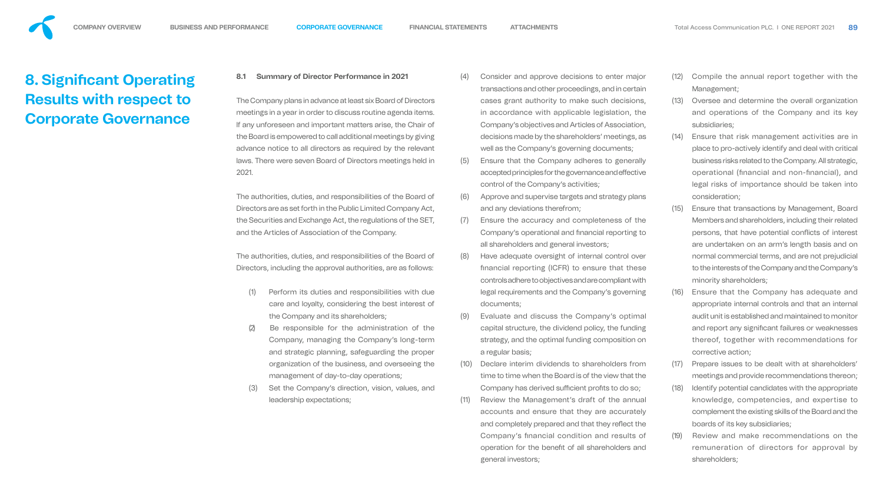# 8. Significant Operating Results with respect to Corporate Governance

### 8.1 Summary of Director Performance in 2021

The Company plans in advance at least six Board of Directors meetings in a year in order to discuss routine agenda items. If any unforeseen and important matters arise, the Chair of the Board is empowered to call additional meetings by giving advance notice to all directors as required by the relevant laws. There were seven Board of Directors meetings held in 2021.

The authorities, duties, and responsibilities of the Board of Directors are as set forth in the Public Limited Company Act, the Securities and Exchange Act, the regulations of the SET, and the Articles of Association of the Company.

The authorities, duties, and responsibilities of the Board of Directors, including the approval authorities, are as follows:

(1) Perform its duties and responsibilities with due care and loyalty, considering the best interest of the Company and its shareholders;

(2) Be responsible for the administration of the Company, managing the Company's long-term and strategic planning, safeguarding the proper organization of the business, and overseeing the management of day-to-day operations;

(3) Set the Company's direction, vision, values, and leadership expectations;

(4) Consider and approve decisions to enter major transactions and other proceedings, and in certain cases grant authority to make such decisions, in accordance with applicable legislation, the Company's objectives and Articles of Association, decisions made by the shareholders' meetings, as well as the Company's governing documents;

(5) Ensure that the Company adheres to generally accepted principles for the governance and effective control of the Company's activities;

(6) Approve and supervise targets and strategy plans and any deviations therefrom;

(7) Ensure the accuracy and completeness of the Company's operational and financial reporting to all shareholders and general investors;

(8) Have adequate oversight of internal control over financial reporting (ICFR) to ensure that these controls adhere to objectives and are compliant with legal requirements and the Company's governing documents;

(9) Evaluate and discuss the Company's optimal capital structure, the dividend policy, the funding strategy, and the optimal funding composition on a regular basis;

(10) Declare interim dividends to shareholders from time to time when the Board is of the view that the Company has derived sufficient profits to do so;

(11) Review the Management's draft of the annual accounts and ensure that they are accurately and completely prepared and that they reflect the Company's financial condition and results of operation for the benefit of all shareholders and general investors;

(12) Compile the annual report together with the Management;

(13) Oversee and determine the overall organization and operations of the Company and its key subsidiaries;

(14) Ensure that risk management activities are in place to pro-actively identify and deal with critical business risks related to the Company. All strategic, operational (financial and non-financial), and legal risks of importance should be taken into consideration;

(15) Ensure that transactions by Management, Board Members and shareholders, including their related persons, that have potential conflicts of interest are undertaken on an arm's length basis and on normal commercial terms, and are not prejudicial to the interests of the Company and the Company's minority shareholders;

(16) Ensure that the Company has adequate and appropriate internal controls and that an internal audit unit is established and maintained to monitor and report any significant failures or weaknesses thereof, together with recommendations for corrective action;

(17) Prepare issues to be dealt with at shareholders' meetings and provide recommendations thereon;

(18) Identify potential candidates with the appropriate knowledge, competencies, and expertise to complement the existing skills of the Board and the boards of its key subsidiaries;

(19) Review and make recommendations on the remuneration of directors for approval by shareholders;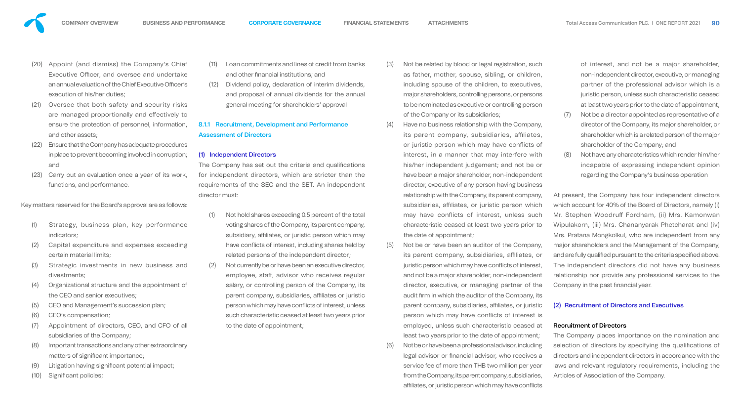(20) Appoint (and dismiss) the Company's Chief Executive Officer, and oversee and undertake an annual evaluation of the Chief Executive Officer's execution of his/her duties;

(21) Oversee that both safety and security risks are managed proportionally and effectively to ensure the protection of personnel, information, and other assets;

(22) Ensure that the Company has adequate procedures in place to prevent becoming involved in corruption; and

(23) Carry out an evaluation once a year of its work, functions, and performance.

Key matters reserved for the Board's approval are as follows:

(1) Strategy, business plan, key performance indicators;

(2) Capital expenditure and expenses exceeding certain material limits;

(3) Strategic investments in new business and divestments;

(4) Organizational structure and the appointment of the CEO and senior executives;

(5) CEO and Management's succession plan;

(6) CEO's compensation;

(7) Appointment of directors, CEO, and CFO of all subsidiaries of the Company;

(8) Important transactions and any other extraordinary matters of significant importance;

(9) Litigation having significant potential impact;

(10) Significant policies;

(11) Loan commitments and lines of credit from banks and other financial institutions; and

(12) Dividend policy, declaration of interim dividends, and proposal of annual dividends for the annual general meeting for shareholders' approval

### 8.1.1 Recruitment, Development and Performance Assessment of Directors

#### (1) Independent Directors

The Company has set out the criteria and qualifications for independent directors, which are stricter than the requirements of the SEC and the SET. An independent director must:

(1) Not hold shares exceeding 0.5 percent of the total voting shares of the Company, its parent company, subsidiary, affiliates, or juristic person which may have conflicts of interest, including shares held by related persons of the independent director;

(2) Not currently be or have been an executive director, employee, staff, advisor who receives regular salary, or controlling person of the Company, its parent company, subsidiaries, affiliates or juristic person which may have conflicts of interest, unless such characteristic ceased at least two years prior to the date of appointment;

(3) Not be related by blood or legal registration, such as father, mother, spouse, sibling, or children, including spouse of the children, to executives, major shareholders, controlling persons, or persons to be nominated as executive or controlling person of the Company or its subsidiaries;

(4) Have no business relationship with the Company, its parent company, subsidiaries, affiliates, or juristic person which may have conflicts of interest, in a manner that may interfere with his/her independent judgement; and not be or have been a major shareholder, non-independent director, executive of any person having business relationship with the Company, its parent company, subsidiaries, affiliates, or juristic person which may have conflicts of interest, unless such characteristic ceased at least two years prior to the date of appointment;

(5) Not be or have been an auditor of the Company, its parent company, subsidiaries, affiliates, or juristic person which may have conflicts of interest, and not be a major shareholder, non-independent director, executive, or managing partner of the audit firm in which the auditor of the Company, its parent company, subsidiaries, affiliates, or juristic person which may have conflicts of interest is employed, unless such characteristic ceased at least two years prior to the date of appointment;

(6) Not be or have been a professional advisor, including legal advisor or financial advisor, who receives a service fee of more than THB two million per year from the Company, its parent company, subsidiaries, affiliates, or juristic person which may have conflicts of interest, and not be a major shareholder, non-independent director, executive, or managing partner of the professional advisor which is a juristic person, unless such characteristic ceased at least two years prior to the date of appointment;

(7) Not be a director appointed as representative of a director of the Company, its major shareholder, or shareholder which is a related person of the major shareholder of the Company; and

(8) Not have any characteristics which render him/her incapable of expressing independent opinion regarding the Company's business operation

At present, the Company has four independent directors which account for 40% of the Board of Directors, namely (i) Mr. Stephen Woodruff Fordham, (ii) Mrs. Kamonwan Wipulakorn, (iii) Mrs. Chananyarak Phetcharat and (iv) Mrs. Pratana Mongkolkul, who are independent from any major shareholders and the Management of the Company, and are fully qualified pursuant to the criteria specified above. The independent directors did not have any business relationship nor provide any professional services to the Company in the past financial year.

#### (2) Recruitment of Directors and Executives

**Recruitment of Directors**

The Company places importance on the nomination and selection of directors by specifying the qualifications of directors and independent directors in accordance with the laws and relevant regulatory requirements, including the Articles of Association of the Company.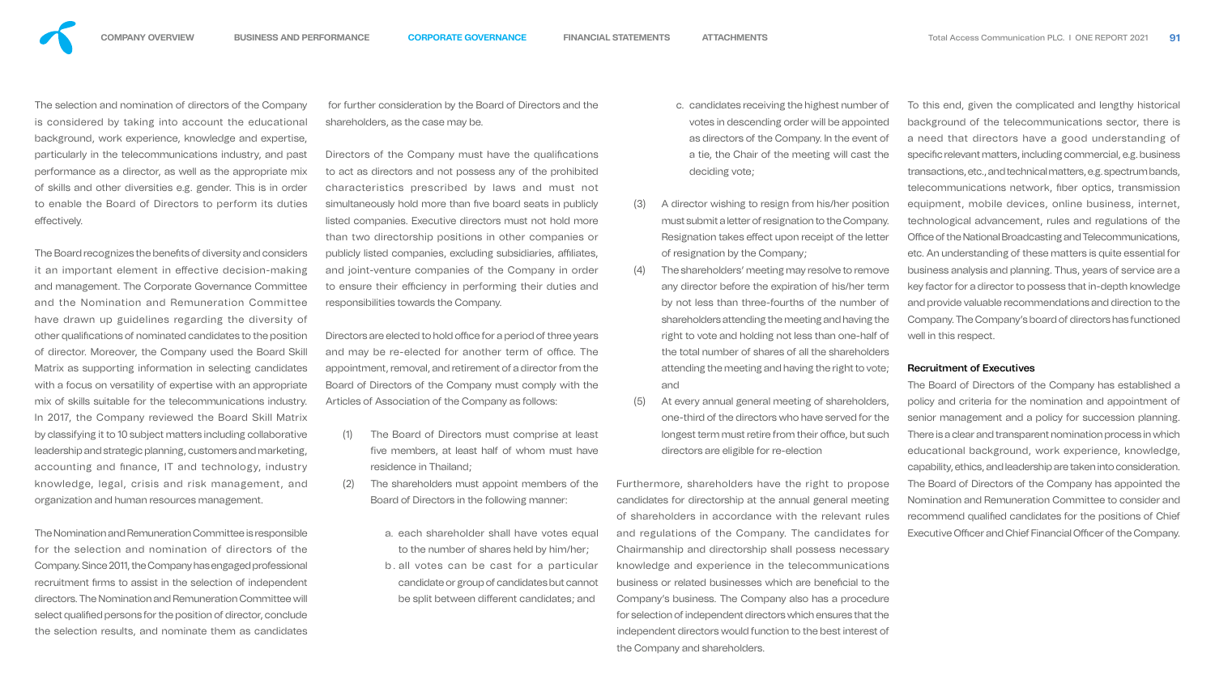The selection and nomination of directors of the Company is considered by taking into account the educational background, work experience, knowledge and expertise, particularly in the telecommunications industry, and past performance as a director, as well as the appropriate mix of skills and other diversities e.g. gender. This is in order to enable the Board of Directors to perform its duties effectively.

The Board recognizes the benefits of diversity and considers it an important element in effective decision-making and management. The Corporate Governance Committee and the Nomination and Remuneration Committee have drawn up guidelines regarding the diversity of other qualifications of nominated candidates to the position of director. Moreover, the Company used the Board Skill Matrix as supporting information in selecting candidates with a focus on versatility of expertise with an appropriate mix of skills suitable for the telecommunications industry. In 2017, the Company reviewed the Board Skill Matrix by classifying it to 10 subject matters including collaborative leadership and strategic planning, customers and marketing, accounting and finance, IT and technology, industry knowledge, legal, crisis and risk management, and organization and human resources management.

The Nomination and Remuneration Committee is responsible for the selection and nomination of directors of the Company. Since 2011, the Company has engaged professional recruitment firms to assist in the selection of independent directors. The Nomination and Remuneration Committee will select qualified persons for the position of director, conclude the selection results, and nominate them as candidates for further consideration by the Board of Directors and the shareholders, as the case may be.

Directors of the Company must have the qualifications to act as directors and not possess any of the prohibited characteristics prescribed by laws and must not simultaneously hold more than five board seats in publicly listed companies. Executive directors must not hold more than two directorship positions in other companies or publicly listed companies, excluding subsidiaries, affiliates, and joint-venture companies of the Company in order to ensure their efficiency in performing their duties and responsibilities towards the Company.

Directors are elected to hold office for a period of three years and may be re-elected for another term of office. The appointment, removal, and retirement of a director from the Board of Directors of the Company must comply with the Articles of Association of the Company as follows:

(1) The Board of Directors must comprise at least five members, at least half of whom must have residence in Thailand;

(2) The shareholders must appoint members of the Board of Directors in the following manner:

   a. each shareholder shall have votes equal to the number of shares held by him/her;

   b. all votes can be cast for a particular candidate or group of candidates but cannot be split between different candidates; and

   c. candidates receiving the highest number of votes in descending order will be appointed as directors of the Company. In the event of a tie, the Chair of the meeting will cast the deciding vote;

(3) A director wishing to resign from his/her position must submit a letter of resignation to the Company. Resignation takes effect upon receipt of the letter of resignation by the Company;

(4) The shareholders' meeting may resolve to remove any director before the expiration of his/her term by not less than three-fourths of the number of shareholders attending the meeting and having the right to vote and holding not less than one-half of the total number of shares of all the shareholders attending the meeting and having the right to vote; and

(5) At every annual general meeting of shareholders, one-third of the directors who have served for the longest term must retire from their office, but such directors are eligible for re-election

Furthermore, shareholders have the right to propose candidates for directorship at the annual general meeting of shareholders in accordance with the relevant rules and regulations of the Company. The candidates for Chairmanship and directorship shall possess necessary knowledge and experience in the telecommunications business or related businesses which are beneficial to the Company's business. The Company also has a procedure for selection of independent directors which ensures that the independent directors would function to the best interest of the Company and shareholders.

To this end, given the complicated and lengthy historical background of the telecommunications sector, there is a need that directors have a good understanding of specific relevant matters, including commercial, e.g. business transactions, etc., and technical matters, e.g. spectrum bands, telecommunications network, fiber optics, transmission equipment, mobile devices, online business, internet, technological advancement, rules and regulations of the Office of the National Broadcasting and Telecommunications, etc. An understanding of these matters is quite essential for business analysis and planning. Thus, years of service are a key factor for a director to possess that in-depth knowledge and provide valuable recommendations and direction to the Company. The Company's board of directors has functioned well in this respect.

### Recruitment of Executives

The Board of Directors of the Company has established a policy and criteria for the nomination and appointment of senior management and a policy for succession planning. There is a clear and transparent nomination process in which educational background, work experience, knowledge, capability, ethics, and leadership are taken into consideration. The Board of Directors of the Company has appointed the Nomination and Remuneration Committee to consider and recommend qualified candidates for the positions of Chief Executive Officer and Chief Financial Officer of the Company.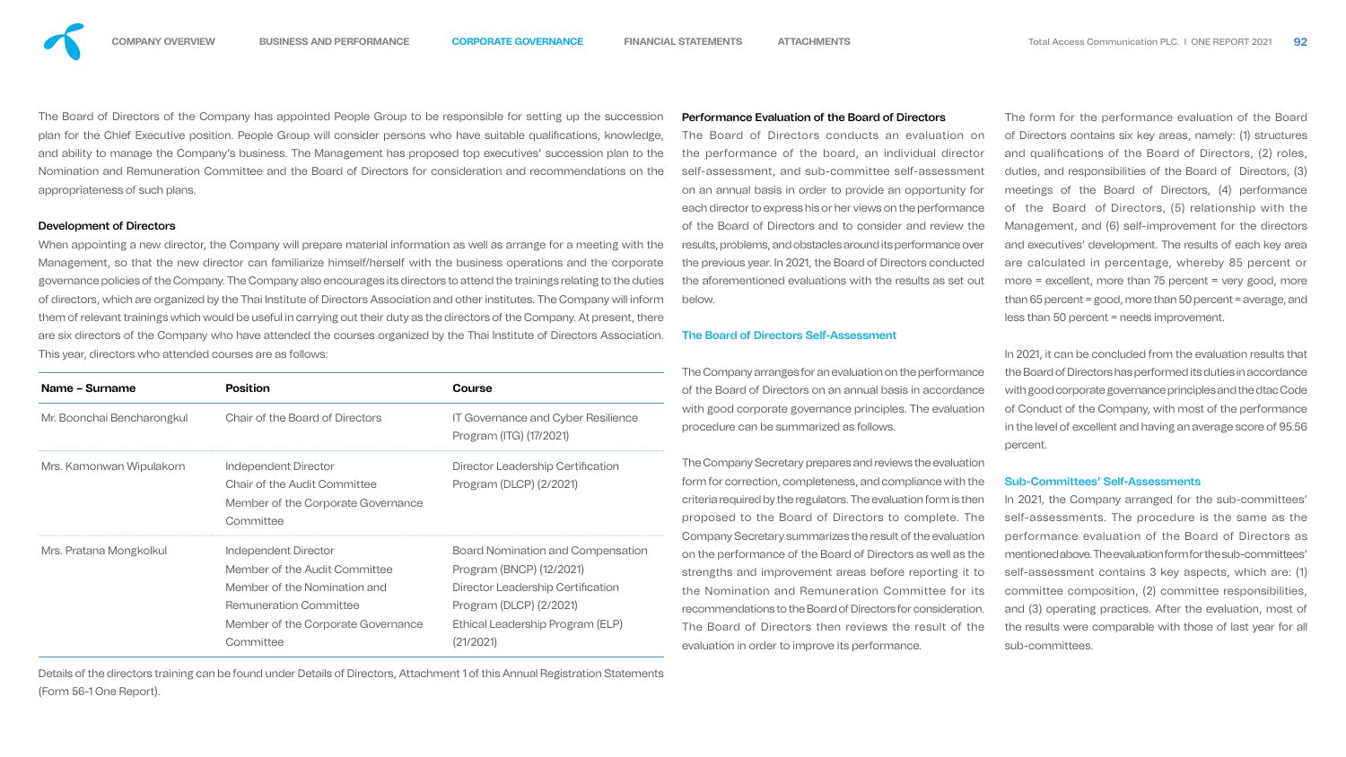The Board of Directors of the Company has appointed People Group to be responsible for setting up the succession plan for the Chief Executive position. People Group will consider persons who have suitable qualifications, knowledge, and ability to manage the Company's business. The Management has proposed top executives' succession plan to the Nomination and Remuneration Committee and the Board of Directors for consideration and recommendations on the appropriateness of such plans.

### Development of Directors

When appointing a new director, the Company will prepare material information as well as arrange for a meeting with the Management, so that the new director can familiarize himself/herself with the business operations and the corporate governance policies of the Company. The Company also encourages its directors to attend the trainings relating to the duties of directors, which are organized by the Thai Institute of Directors Association and other institutes. The Company will inform them of relevant trainings which would be useful in carrying out their duty as the directors of the Company. At present, there are six directors of the Company who have attended the courses organized by the Thai Institute of Directors Association. This year, directors who attended courses are as follows:

| Name – Surname | Position | Course |
|---|---|---|
| Mr. Boonchai Bencharongkul | Chair of the Board of Directors | IT Governance and Cyber Resilience Program (ITG) (17/2021) |
| Mrs. Kamonwan Wipulakorn | Independent Director<br>Chair of the Audit Committee<br>Member of the Corporate Governance Committee | Director Leadership Certification Program (DLCP) (2/2021) |
| Mrs. Pratana Mongkolkul | Independent Director<br>Member of the Audit Committee<br>Member of the Nomination and Remuneration Committee<br>Member of the Corporate Governance Committee | Board Nomination and Compensation Program (BNCP) (12/2021)<br>Director Leadership Certification Program (DLCP) (2/2021)<br>Ethical Leadership Program (ELP) (21/2021) |

Details of the directors training can be found under Details of Directors, Attachment 1 of this Annual Registration Statements (Form 56-1 One Report).

### Performance Evaluation of the Board of Directors

The Board of Directors conducts an evaluation on the performance of the board, an individual director self-assessment, and sub-committee self-assessment on an annual basis in order to provide an opportunity for each director to express his or her views on the performance of the Board of Directors and to consider and review the results, problems, and obstacles around its performance over the previous year. In 2021, the Board of Directors conducted the aforementioned evaluations with the results as set out below.

#### The Board of Directors Self-Assessment

The Company arranges for an evaluation on the performance of the Board of Directors on an annual basis in accordance with good corporate governance principles. The evaluation procedure can be summarized as follows.

The Company Secretary prepares and reviews the evaluation form for correction, completeness, and compliance with the criteria required by the regulators. The evaluation form is then proposed to the Board of Directors to complete. The Company Secretary summarizes the result of the evaluation on the performance of the Board of Directors as well as the strengths and improvement areas before reporting it to the Nomination and Remuneration Committee for its recommendations to the Board of Directors for consideration. The Board of Directors then reviews the result of the evaluation in order to improve its performance.

The form for the performance evaluation of the Board of Directors contains six key areas, namely: (1) structures and qualifications of the Board of Directors, (2) roles, duties, and responsibilities of the Board of Directors, (3) meetings of the Board of Directors, (4) performance of the Board of Directors, (5) relationship with the Management, and (6) self-improvement for the directors and executives' development. The results of each key area are calculated in percentage, whereby 85 percent or more = excellent, more than 75 percent = very good, more than 65 percent = good, more than 50 percent = average, and less than 50 percent = needs improvement.

In 2021, it can be concluded from the evaluation results that the Board of Directors has performed its duties in accordance with good corporate governance principles and the dtac Code of Conduct of the Company, with most of the performance in the level of excellent and having an average score of 95.56 percent.

#### Sub-Committees' Self-Assessments

In 2021, the Company arranged for the sub-committees' self-assessments. The procedure is the same as the performance evaluation of the Board of Directors as mentioned above. The evaluation form for the sub-committees' self-assessment contains 3 key aspects, which are: (1) committee composition, (2) committee responsibilities, and (3) operating practices. After the evaluation, most of the results were comparable with those of last year for all sub-committees.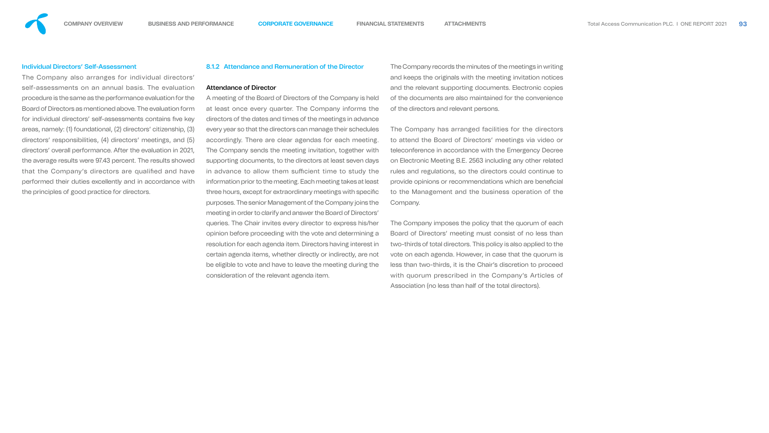### Individual Directors' Self-Assessment

The Company also arranges for individual directors' self-assessments on an annual basis. The evaluation procedure is the same as the performance evaluation for the Board of Directors as mentioned above. The evaluation form for individual directors' self-assessments contains five key areas, namely: (1) foundational, (2) directors' citizenship, (3) directors' responsibilities, (4) directors' meetings, and (5) directors' overall performance. After the evaluation in 2021, the average results were 97.43 percent. The results showed that the Company's directors are qualified and have performed their duties excellently and in accordance with the principles of good practice for directors.

### 8.1.2 Attendance and Remuneration of the Director

#### Attendance of Director

A meeting of the Board of Directors of the Company is held at least once every quarter. The Company informs the directors of the dates and times of the meetings in advance every year so that the directors can manage their schedules accordingly. There are clear agendas for each meeting. The Company sends the meeting invitation, together with supporting documents, to the directors at least seven days in advance to allow them sufficient time to study the information prior to the meeting. Each meeting takes at least three hours, except for extraordinary meetings with specific purposes. The senior Management of the Company joins the meeting in order to clarify and answer the Board of Directors' queries. The Chair invites every director to express his/her opinion before proceeding with the vote and determining a resolution for each agenda item. Directors having interest in certain agenda items, whether directly or indirectly, are not be eligible to vote and have to leave the meeting during the consideration of the relevant agenda item.

The Company records the minutes of the meetings in writing and keeps the originals with the meeting invitation notices and the relevant supporting documents. Electronic copies of the documents are also maintained for the convenience of the directors and relevant persons.

The Company has arranged facilities for the directors to attend the Board of Directors' meetings via video or teleconference in accordance with the Emergency Decree on Electronic Meeting B.E. 2563 including any other related rules and regulations, so the directors could continue to provide opinions or recommendations which are beneficial to the Management and the business operation of the Company.

The Company imposes the policy that the quorum of each Board of Directors' meeting must consist of no less than two-thirds of total directors. This policy is also applied to the vote on each agenda. However, in case that the quorum is less than two-thirds, it is the Chair's discretion to proceed with quorum prescribed in the Company's Articles of Association (no less than half of the total directors).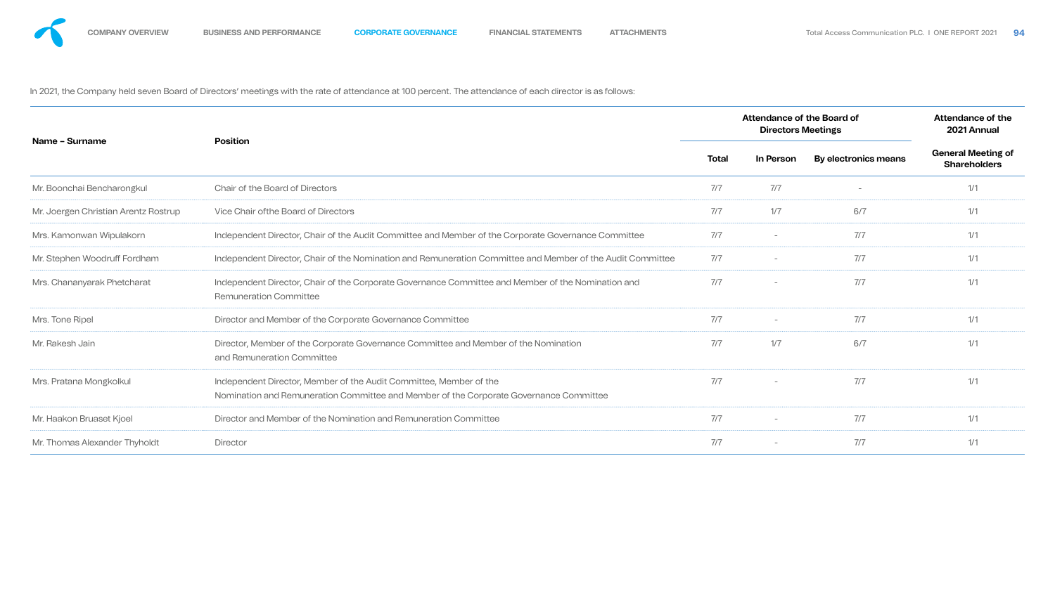In 2021, the Company held seven Board of Directors' meetings with the rate of attendance at 100 percent. The attendance of each director is as follows:

| Name - Surname | Position | Attendance of the Board of Directors Meetings | | | Attendance of the 2021 Annual General Meeting of Shareholders |
|---|---|---|---|---|---|
| | | Total | In Person | By electronics means | |
| Mr. Boonchai Bencharongkul | Chair of the Board of Directors | 7/7 | 7/7 | - | 1/1 |
| Mr. Joergen Christian Arentz Rostrup | Vice Chair ofthe Board of Directors | 7/7 | 1/7 | 6/7 | 1/1 |
| Mrs. Kamonwan Wipulakorn | Independent Director, Chair of the Audit Committee and Member of the Corporate Governance Committee | 7/7 | - | 7/7 | 1/1 |
| Mr. Stephen Woodruff Fordham | Independent Director, Chair of the Nomination and Remuneration Committee and Member of the Audit Committee | 7/7 | - | 7/7 | 1/1 |
| Mrs. Chananyarak Phetcharat | Independent Director, Chair of the Corporate Governance Committee and Member of the Nomination and Remuneration Committee | 7/7 | - | 7/7 | 1/1 |
| Mrs. Tone Ripel | Director and Member of the Corporate Governance Committee | 7/7 | - | 7/7 | 1/1 |
| Mr. Rakesh Jain | Director, Member of the Corporate Governance Committee and Member of the Nomination and Remuneration Committee | 7/7 | 1/7 | 6/7 | 1/1 |
| Mrs. Pratana Mongkolkul | Independent Director, Member of the Audit Committee, Member of the Nomination and Remuneration Committee and Member of the Corporate Governance Committee | 7/7 | - | 7/7 | 1/1 |
| Mr. Haakon Bruaset Kjoel | Director and Member of the Nomination and Remuneration Committee | 7/7 | - | 7/7 | 1/1 |
| Mr. Thomas Alexander Thyholdt | Director | 7/7 | - | 7/7 | 1/1 |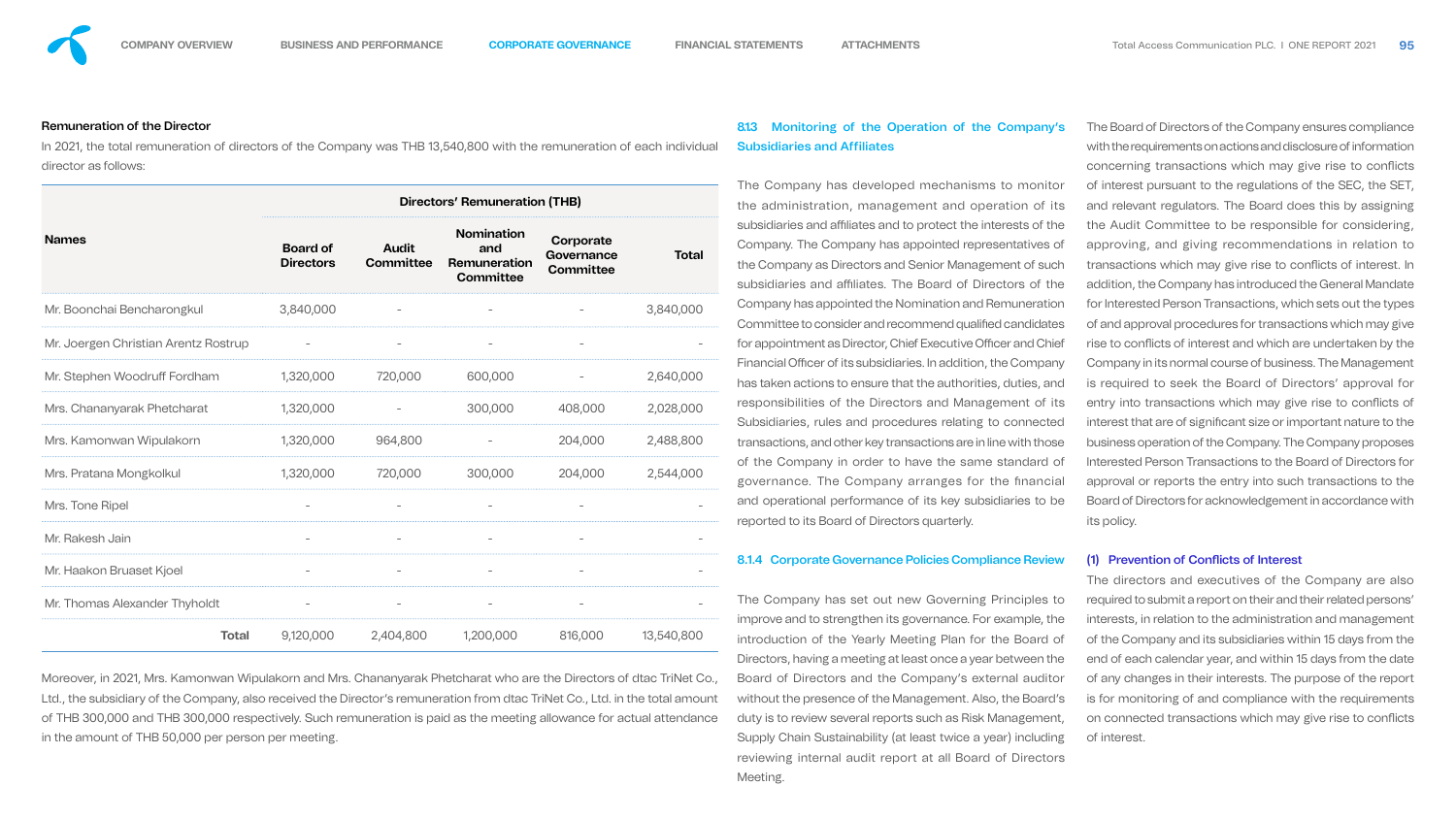**Remuneration of the Director**

In 2021, the total remuneration of directors of the Company was THB 13,540,800 with the remuneration of each individual director as follows:

| Names | Directors' Remuneration (THB) | | | | |
|---|---|---|---|---|---|
| | Board of Directors | Audit Committee | Nomination and Remuneration Committee | Corporate Governance Committee | Total |
| Mr. Boonchai Bencharongkul | 3,840,000 | - | - | - | 3,840,000 |
| Mr. Joergen Christian Arentz Rostrup | - | - | - | - | - |
| Mr. Stephen Woodruff Fordham | 1,320,000 | 720,000 | 600,000 | - | 2,640,000 |
| Mrs. Chananyarak Phetcharat | 1,320,000 | - | 300,000 | 408,000 | 2,028,000 |
| Mrs. Kamonwan Wipulakorn | 1,320,000 | 964,800 | - | 204,000 | 2,488,800 |
| Mrs. Pratana Mongkolkul | 1,320,000 | 720,000 | 300,000 | 204,000 | 2,544,000 |
| Mrs. Tone Ripel | - | - | - | - | - |
| Mr. Rakesh Jain | - | - | - | - | - |
| Mr. Haakon Bruaset Kjoel | - | - | - | - | - |
| Mr. Thomas Alexander Thyholdt | - | - | - | - | - |
| **Total** | 9,120,000 | 2,404,800 | 1,200,000 | 816,000 | 13,540,800 |

Moreover, in 2021, Mrs. Kamonwan Wipulakorn and Mrs. Chananyarak Phetcharat who are the Directors of dtac TriNet Co., Ltd., the subsidiary of the Company, also received the Director's remuneration from dtac TriNet Co., Ltd. in the total amount of THB 300,000 and THB 300,000 respectively. Such remuneration is paid as the meeting allowance for actual attendance in the amount of THB 50,000 per person per meeting.

### 8.1.3 Monitoring of the Operation of the Company's Subsidiaries and Affiliates

The Company has developed mechanisms to monitor the administration, management and operation of its subsidiaries and affiliates and to protect the interests of the Company. The Company has appointed representatives of the Company as Directors and Senior Management of such subsidiaries and affiliates. The Board of Directors of the Company has appointed the Nomination and Remuneration Committee to consider and recommend qualified candidates for appointment as Director, Chief Executive Officer and Chief Financial Officer of its subsidiaries. In addition, the Company has taken actions to ensure that the authorities, duties, and responsibilities of the Directors and Management of its Subsidiaries, rules and procedures relating to connected transactions, and other key transactions are in line with those of the Company in order to have the same standard of governance. The Company arranges for the financial and operational performance of its key subsidiaries to be reported to its Board of Directors quarterly.

### 8.1.4 Corporate Governance Policies Compliance Review

The Company has set out new Governing Principles to improve and to strengthen its governance. For example, the introduction of the Yearly Meeting Plan for the Board of Directors, having a meeting at least once a year between the Board of Directors and the Company's external auditor without the presence of the Management. Also, the Board's duty is to review several reports such as Risk Management, Supply Chain Sustainability (at least twice a year) including reviewing internal audit report at all Board of Directors Meeting.

The Board of Directors of the Company ensures compliance with the requirements on actions and disclosure of information concerning transactions which may give rise to conflicts of interest pursuant to the regulations of the SEC, the SET, and relevant regulators. The Board does this by assigning the Audit Committee to be responsible for considering, approving, and giving recommendations in relation to transactions which may give rise to conflicts of interest. In addition, the Company has introduced the General Mandate for Interested Person Transactions, which sets out the types of and approval procedures for transactions which may give rise to conflicts of interest and which are undertaken by the Company in its normal course of business. The Management is required to seek the Board of Directors' approval for entry into transactions which may give rise to conflicts of interest that are of significant size or important nature to the business operation of the Company. The Company proposes Interested Person Transactions to the Board of Directors for approval or reports the entry into such transactions to the Board of Directors for acknowledgement in accordance with its policy.

#### (1) Prevention of Conflicts of Interest

The directors and executives of the Company are also required to submit a report on their and their related persons' interests, in relation to the administration and management of the Company and its subsidiaries within 15 days from the end of each calendar year, and within 15 days from the date of any changes in their interests. The purpose of the report is for monitoring of and compliance with the requirements on connected transactions which may give rise to conflicts of interest.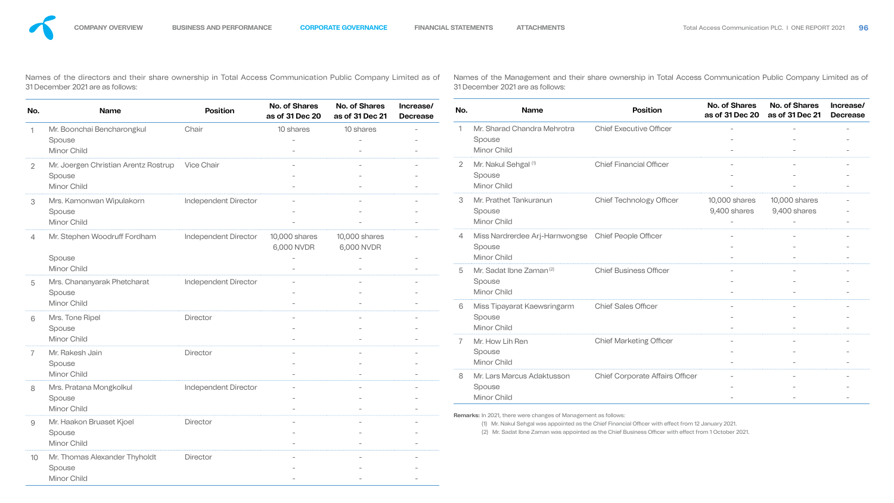Names of the directors and their share ownership in Total Access Communication Public Company Limited as of 31 December 2021 are as follows:

| No. | Name | Position | No. of Shares as of 31 Dec 20 | No. of Shares as of 31 Dec 21 | Increase/ Decrease |
|---|---|---|---|---|---|
| 1 | Mr. Boonchai Bencharongkul | Chair | 10 shares | 10 shares | - |
| | Spouse | | - | - | - |
| | Minor Child | | - | - | - |
| 2 | Mr. Joergen Christian Arentz Rostrup | Vice Chair | - | - | - |
| | Spouse | | - | - | - |
| | Minor Child | | - | - | - |
| 3 | Mrs. Kamonwan Wipulakorn | Independent Director | - | - | - |
| | Spouse | | - | - | - |
| | Minor Child | | - | - | - |
| 4 | Mr. Stephen Woodruff Fordham | Independent Director | 10,000 shares 6,000 NVDR | 10,000 shares 6,000 NVDR | - |
| | Spouse | | - | - | - |
| | Minor Child | | - | - | - |
| 5 | Mrs. Chananyarak Phetcharat | Independent Director | - | - | - |
| | Spouse | | - | - | - |
| | Minor Child | | - | - | - |
| 6 | Mrs. Tone Ripel | Director | - | - | - |
| | Spouse | | - | - | - |
| | Minor Child | | - | - | - |
| 7 | Mr. Rakesh Jain | Director | - | - | - |
| | Spouse | | - | - | - |
| | Minor Child | | - | - | - |
| 8 | Mrs. Pratana Mongkolkul | Independent Director | - | - | - |
| | Spouse | | - | - | - |
| | Minor Child | | - | - | - |
| 9 | Mr. Haakon Bruaset Kjoel | Director | - | - | - |
| | Spouse | | - | - | - |
| | Minor Child | | - | - | - |
| 10 | Mr. Thomas Alexander Thyholdt | Director | - | - | - |
| | Spouse | | - | - | - |
| | Minor Child | | - | - | - |

Names of the Management and their share ownership in Total Access Communication Public Company Limited as of 31 December 2021 are as follows:

| No. | Name | Position | No. of Shares as of 31 Dec 20 | No. of Shares as of 31 Dec 21 | Increase/ Decrease |
|---|---|---|---|---|---|
| 1 | Mr. Sharad Chandra Mehrotra | Chief Executive Officer | - | - | - |
| | Spouse | | - | - | - |
| | Minor Child | | - | - | - |
| 2 | Mr. Nakul Sehgal (1) | Chief Financial Officer | - | - | - |
| | Spouse | | - | - | - |
| | Minor Child | | - | - | - |
| 3 | Mr. Prathet Tankuranun | Chief Technology Officer | 10,000 shares | 10,000 shares | - |
| | Spouse | | 9,400 shares | 9,400 shares | - |
| | Minor Child | | - | - | - |
| 4 | Miss Nardrerdee Arj-Harnwongse | Chief People Officer | - | - | - |
| | Spouse | | - | - | - |
| | Minor Child | | - | - | - |
| 5 | Mr. Sadat Ibne Zaman (2) | Chief Business Officer | - | - | - |
| | Spouse | | - | - | - |
| | Minor Child | | - | - | - |
| 6 | Miss Tipayarat Kaewsringarm | Chief Sales Officer | - | - | - |
| | Spouse | | - | - | - |
| | Minor Child | | - | - | - |
| 7 | Mr. How Lih Ren | Chief Marketing Officer | - | - | - |
| | Spouse | | - | - | - |
| | Minor Child | | - | - | - |
| 8 | Mr. Lars Marcus Adaktusson | Chief Corporate Affairs Officer | - | - | - |
| | Spouse | | - | - | - |
| | Minor Child | | - | - | - |

**Remarks:** In 2021, there were changes of Management as follows:

(1) Mr. Nakul Sehgal was appointed as the Chief Financial Officer with effect from 12 January 2021.

(2) Mr. Sadat Ibne Zaman was appointed as the Chief Business Officer with effect from 1 October 2021.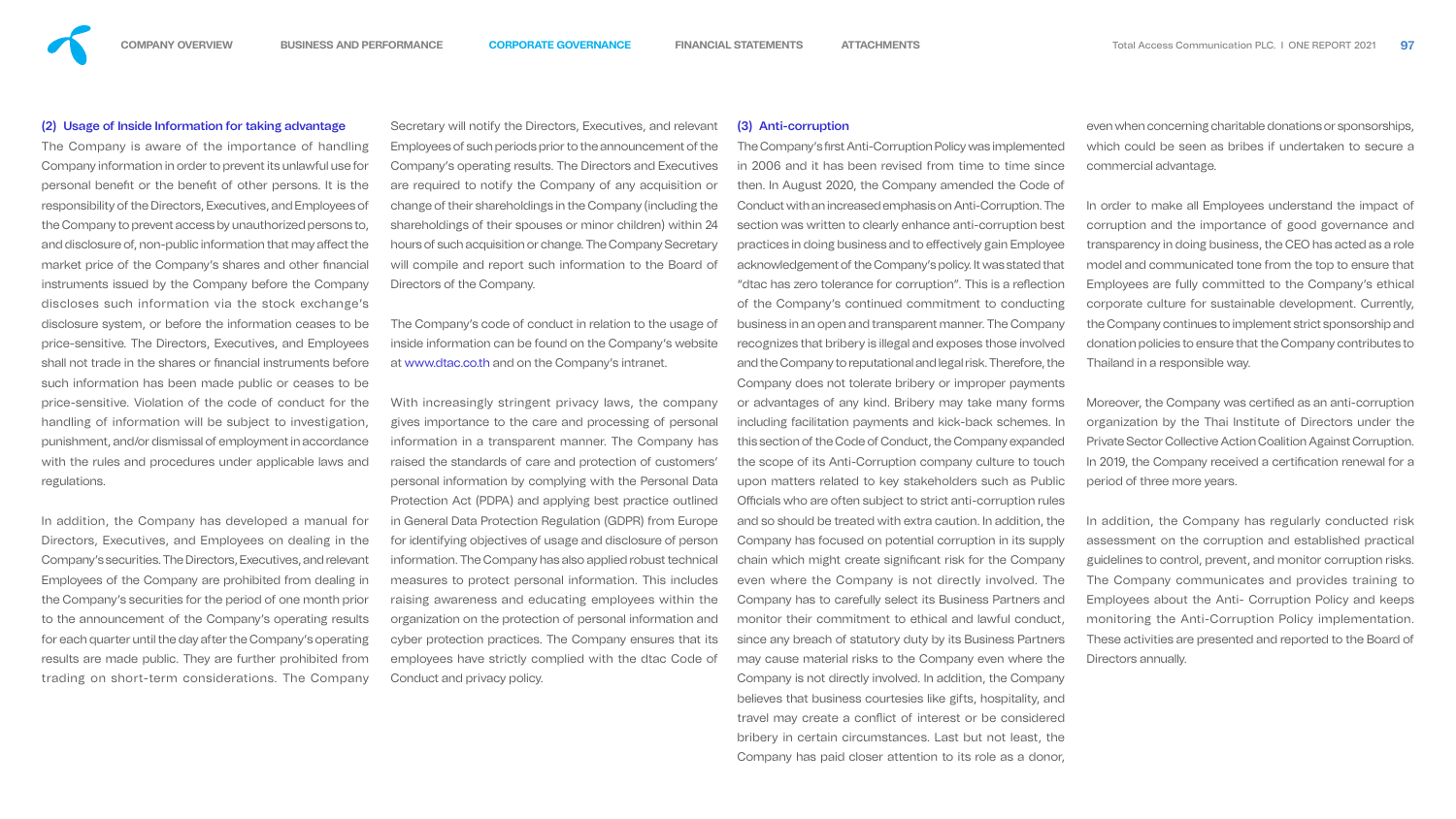### (2) Usage of Inside Information for taking advantage

The Company is aware of the importance of handling Company information in order to prevent its unlawful use for personal benefit or the benefit of other persons. It is the responsibility of the Directors, Executives, and Employees of the Company to prevent access by unauthorized persons to, and disclosure of, non-public information that may affect the market price of the Company's shares and other financial instruments issued by the Company before the Company discloses such information via the stock exchange's disclosure system, or before the information ceases to be price-sensitive. The Directors, Executives, and Employees shall not trade in the shares or financial instruments before such information has been made public or ceases to be price-sensitive. Violation of the code of conduct for the handling of information will be subject to investigation, punishment, and/or dismissal of employment in accordance with the rules and procedures under applicable laws and regulations.

In addition, the Company has developed a manual for Directors, Executives, and Employees on dealing in the Company's securities. The Directors, Executives, and relevant Employees of the Company are prohibited from dealing in the Company's securities for the period of one month prior to the announcement of the Company's operating results for each quarter until the day after the Company's operating results are made public. They are further prohibited from trading on short-term considerations. The Company Secretary will notify the Directors, Executives, and relevant Employees of such periods prior to the announcement of the Company's operating results. The Directors and Executives are required to notify the Company of any acquisition or change of their shareholdings in the Company (including the shareholdings of their spouses or minor children) within 24 hours of such acquisition or change. The Company Secretary will compile and report such information to the Board of Directors of the Company.

The Company's code of conduct in relation to the usage of inside information can be found on the Company's website at www.dtac.co.th and on the Company's intranet.

With increasingly stringent privacy laws, the company gives importance to the care and processing of personal information in a transparent manner. The Company has raised the standards of care and protection of customers' personal information by complying with the Personal Data Protection Act (PDPA) and applying best practice outlined in General Data Protection Regulation (GDPR) from Europe for identifying objectives of usage and disclosure of person information. The Company has also applied robust technical measures to protect personal information. This includes raising awareness and educating employees within the organization on the protection of personal information and cyber protection practices. The Company ensures that its employees have strictly complied with the dtac Code of Conduct and privacy policy.

### (3) Anti-corruption

The Company's first Anti-Corruption Policy was implemented in 2006 and it has been revised from time to time since then. In August 2020, the Company amended the Code of Conduct with an increased emphasis on Anti-Corruption. The section was written to clearly enhance anti-corruption best practices in doing business and to effectively gain Employee acknowledgement of the Company's policy. It was stated that "dtac has zero tolerance for corruption". This is a reflection of the Company's continued commitment to conducting business in an open and transparent manner. The Company recognizes that bribery is illegal and exposes those involved and the Company to reputational and legal risk. Therefore, the Company does not tolerate bribery or improper payments or advantages of any kind. Bribery may take many forms including facilitation payments and kick-back schemes. In this section of the Code of Conduct, the Company expanded the scope of its Anti-Corruption company culture to touch upon matters related to key stakeholders such as Public Officials who are often subject to strict anti-corruption rules and so should be treated with extra caution. In addition, the Company has focused on potential corruption in its supply chain which might create significant risk for the Company even where the Company is not directly involved. The Company has to carefully select its Business Partners and monitor their commitment to ethical and lawful conduct, since any breach of statutory duty by its Business Partners may cause material risks to the Company even where the Company is not directly involved. In addition, the Company believes that business courtesies like gifts, hospitality, and travel may create a conflict of interest or be considered bribery in certain circumstances. Last but not least, the Company has paid closer attention to its role as a donor, even when concerning charitable donations or sponsorships, which could be seen as bribes if undertaken to secure a commercial advantage.

In order to make all Employees understand the impact of corruption and the importance of good governance and transparency in doing business, the CEO has acted as a role model and communicated tone from the top to ensure that Employees are fully committed to the Company's ethical corporate culture for sustainable development. Currently, the Company continues to implement strict sponsorship and donation policies to ensure that the Company contributes to Thailand in a responsible way.

Moreover, the Company was certified as an anti-corruption organization by the Thai Institute of Directors under the Private Sector Collective Action Coalition Against Corruption. In 2019, the Company received a certification renewal for a period of three more years.

In addition, the Company has regularly conducted risk assessment on the corruption and established practical guidelines to control, prevent, and monitor corruption risks. The Company communicates and provides training to Employees about the Anti- Corruption Policy and keeps monitoring the Anti-Corruption Policy implementation. These activities are presented and reported to the Board of Directors annually.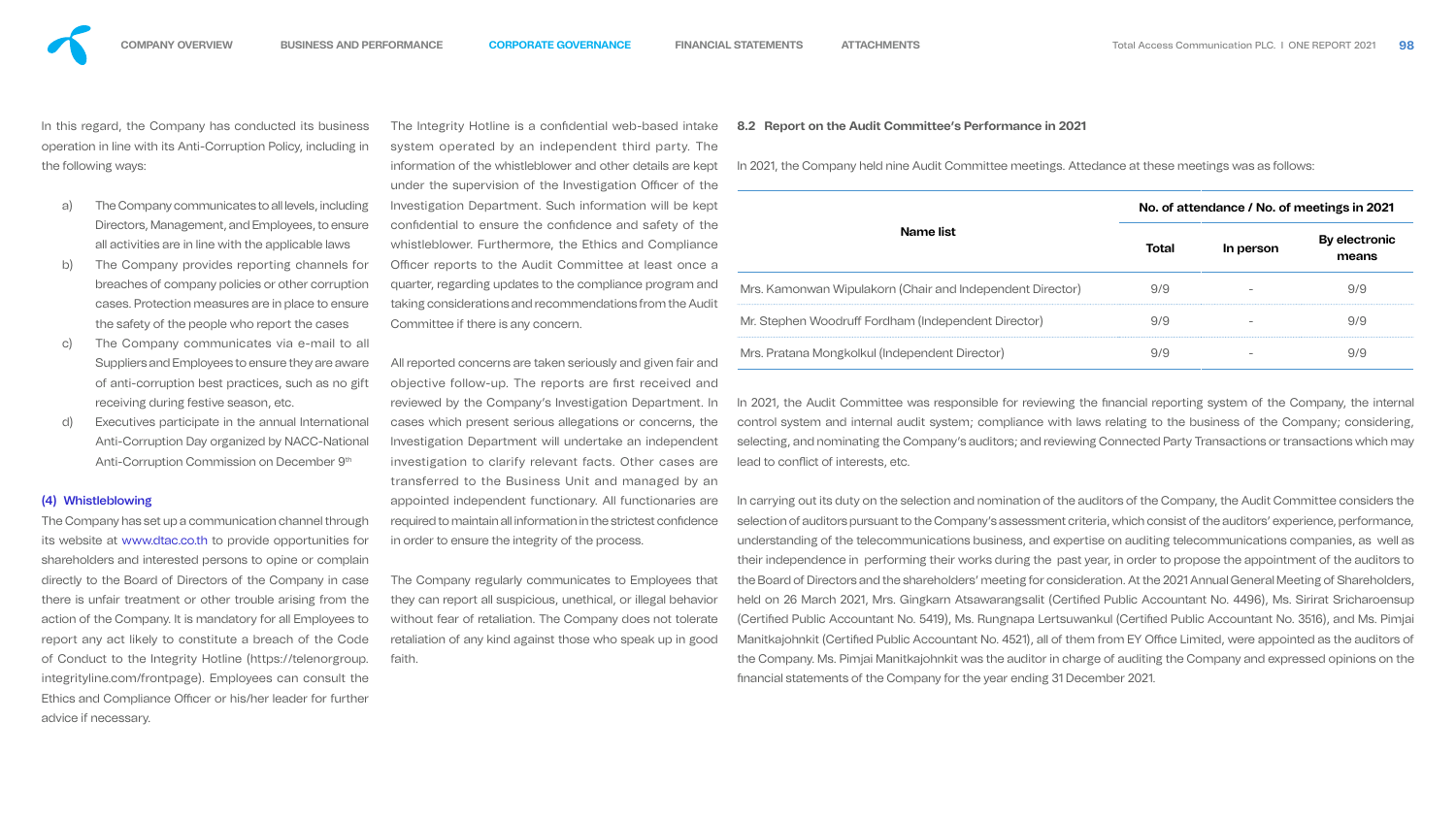In this regard, the Company has conducted its business operation in line with its Anti-Corruption Policy, including in the following ways:

a) The Company communicates to all levels, including Directors, Management, and Employees, to ensure all activities are in line with the applicable laws
b) The Company provides reporting channels for breaches of company policies or other corruption cases. Protection measures are in place to ensure the safety of the people who report the cases
c) The Company communicates via e-mail to all Suppliers and Employees to ensure they are aware of anti-corruption best practices, such as no gift receiving during festive season, etc.
d) Executives participate in the annual International Anti-Corruption Day organized by NACC-National Anti-Corruption Commission on December 9th

### (4) Whistleblowing

The Company has set up a communication channel through its website at www.dtac.co.th to provide opportunities for shareholders and interested persons to opine or complain directly to the Board of Directors of the Company in case there is unfair treatment or other trouble arising from the action of the Company. It is mandatory for all Employees to report any act likely to constitute a breach of the Code of Conduct to the Integrity Hotline (https://telenorgroup.integrityline.com/frontpage). Employees can consult the Ethics and Compliance Officer or his/her leader for further advice if necessary.

The Integrity Hotline is a confidential web-based intake system operated by an independent third party. The information of the whistleblower and other details are kept under the supervision of the Investigation Officer of the Investigation Department. Such information will be kept confidential to ensure the confidence and safety of the whistleblower. Furthermore, the Ethics and Compliance Officer reports to the Audit Committee at least once a quarter, regarding updates to the compliance program and taking considerations and recommendations from the Audit Committee if there is any concern.

All reported concerns are taken seriously and given fair and objective follow-up. The reports are first received and reviewed by the Company's Investigation Department. In cases which present serious allegations or concerns, the Investigation Department will undertake an independent investigation to clarify relevant facts. Other cases are transferred to the Business Unit and managed by an appointed independent functionary. All functionaries are required to maintain all information in the strictest confidence in order to ensure the integrity of the process.

The Company regularly communicates to Employees that they can report all suspicious, unethical, or illegal behavior without fear of retaliation. The Company does not tolerate retaliation of any kind against those who speak up in good faith.

## 8.2 Report on the Audit Committee's Performance in 2021

In 2021, the Company held nine Audit Committee meetings. Attedance at these meetings was as follows:

| Name list | No. of attendance / No. of meetings in 2021 | | |
|---|---|---|---|
| | Total | In person | By electronic means |
| Mrs. Kamonwan Wipulakorn (Chair and Independent Director) | 9/9 | - | 9/9 |
| Mr. Stephen Woodruff Fordham (Independent Director) | 9/9 | - | 9/9 |
| Mrs. Pratana Mongkolkul (Independent Director) | 9/9 | - | 9/9 |

In 2021, the Audit Committee was responsible for reviewing the financial reporting system of the Company, the internal control system and internal audit system; compliance with laws relating to the business of the Company; considering, selecting, and nominating the Company's auditors; and reviewing Connected Party Transactions or transactions which may lead to conflict of interests, etc.

In carrying out its duty on the selection and nomination of the auditors of the Company, the Audit Committee considers the selection of auditors pursuant to the Company's assessment criteria, which consist of the auditors' experience, performance, understanding of the telecommunications business, and expertise on auditing telecommunications companies, as well as their independence in performing their works during the past year, in order to propose the appointment of the auditors to the Board of Directors and the shareholders' meeting for consideration. At the 2021 Annual General Meeting of Shareholders, held on 26 March 2021, Mrs. Gingkarn Atsawarangsalit (Certified Public Accountant No. 4496), Ms. Sirirat Sricharoensup (Certified Public Accountant No. 5419), Ms. Rungnapa Lertsuwankul (Certified Public Accountant No. 3516), and Ms. Pimjai Manitkajohnkit (Certified Public Accountant No. 4521), all of them from EY Office Limited, were appointed as the auditors of the Company. Ms. Pimjai Manitkajohnkit was the auditor in charge of auditing the Company and expressed opinions on the financial statements of the Company for the year ending 31 December 2021.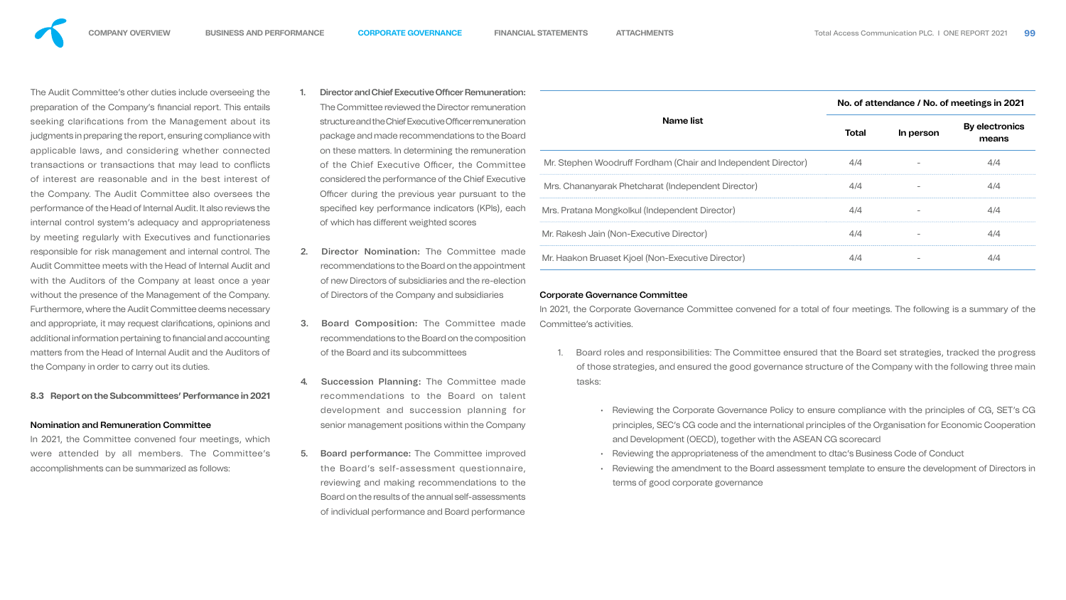The Audit Committee's other duties include overseeing the preparation of the Company's financial report. This entails seeking clarifications from the Management about its judgments in preparing the report, ensuring compliance with applicable laws, and considering whether connected transactions or transactions that may lead to conflicts of interest are reasonable and in the best interest of the Company. The Audit Committee also oversees the performance of the Head of Internal Audit. It also reviews the internal control system's adequacy and appropriateness by meeting regularly with Executives and functionaries responsible for risk management and internal control. The Audit Committee meets with the Head of Internal Audit and with the Auditors of the Company at least once a year without the presence of the Management of the Company. Furthermore, where the Audit Committee deems necessary and appropriate, it may request clarifications, opinions and additional information pertaining to financial and accounting matters from the Head of Internal Audit and the Auditors of the Company in order to carry out its duties.

## 8.3 Report on the Subcommittees' Performance in 2021

### Nomination and Remuneration Committee

In 2021, the Committee convened four meetings, which were attended by all members. The Committee's accomplishments can be summarized as follows:

1. **Director and Chief Executive Officer Remuneration:** The Committee reviewed the Director remuneration structure and the Chief Executive Officer remuneration package and made recommendations to the Board on these matters. In determining the remuneration of the Chief Executive Officer, the Committee considered the performance of the Chief Executive Officer during the previous year pursuant to the specified key performance indicators (KPIs), each of which has different weighted scores

2. **Director Nomination:** The Committee made recommendations to the Board on the appointment of new Directors of subsidiaries and the re-election of Directors of the Company and subsidiaries

3. **Board Composition:** The Committee made recommendations to the Board on the composition of the Board and its subcommittees

4. **Succession Planning:** The Committee made recommendations to the Board on talent development and succession planning for senior management positions within the Company

5. **Board performance:** The Committee improved the Board's self-assessment questionnaire, reviewing and making recommendations to the Board on the results of the annual self-assessments of individual performance and Board performance

| Name list | No. of attendance / No. of meetings in 2021 | | |
|---|---|---|---|
| | Total | In person | By electronics means |
| Mr. Stephen Woodruff Fordham (Chair and Independent Director) | 4/4 | - | 4/4 |
| Mrs. Chananyarak Phetcharat (Independent Director) | 4/4 | - | 4/4 |
| Mrs. Pratana Mongkolkul (Independent Director) | 4/4 | - | 4/4 |
| Mr. Rakesh Jain (Non-Executive Director) | 4/4 | - | 4/4 |
| Mr. Haakon Bruaset Kjoel (Non-Executive Director) | 4/4 | - | 4/4 |

### Corporate Governance Committee

In 2021, the Corporate Governance Committee convened for a total of four meetings. The following is a summary of the Committee's activities.

1. Board roles and responsibilities: The Committee ensured that the Board set strategies, tracked the progress of those strategies, and ensured the good governance structure of the Company with the following three main tasks:
   - Reviewing the Corporate Governance Policy to ensure compliance with the principles of CG, SET's CG principles, SEC's CG code and the international principles of the Organisation for Economic Cooperation and Development (OECD), together with the ASEAN CG scorecard
   - Reviewing the appropriateness of the amendment to dtac's Business Code of Conduct
   - Reviewing the amendment to the Board assessment template to ensure the development of Directors in terms of good corporate governance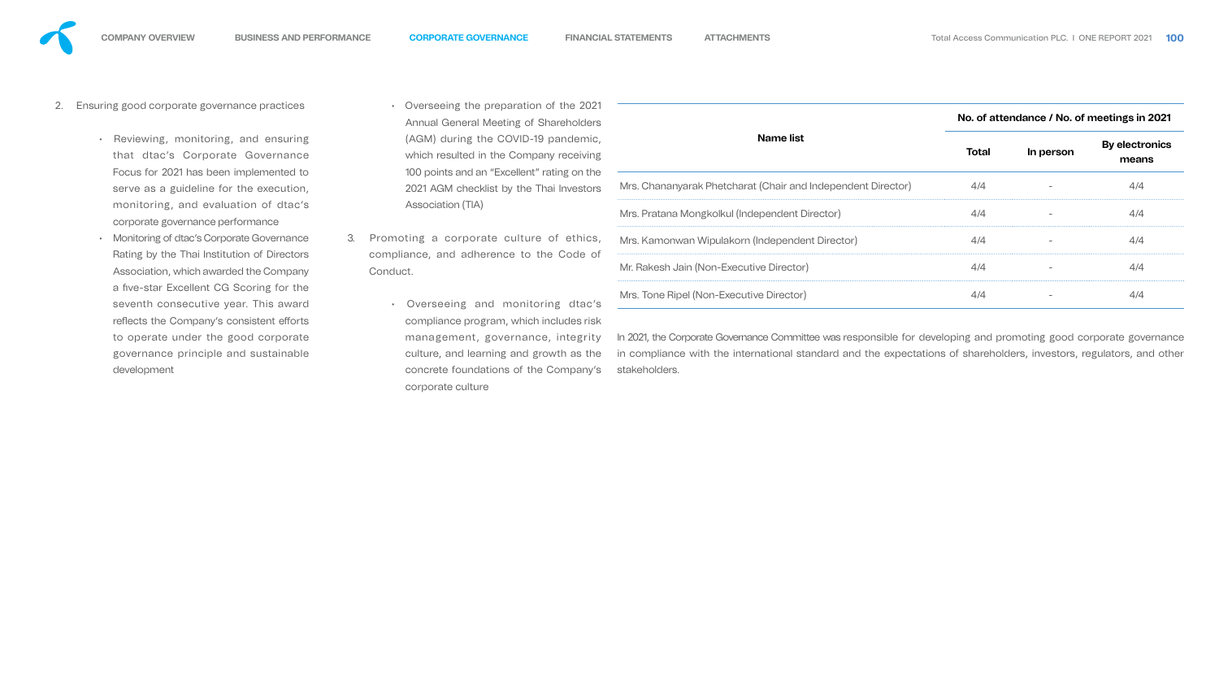2. Ensuring good corporate governance practices

    - Reviewing, monitoring, and ensuring that dtac's Corporate Governance Focus for 2021 has been implemented to serve as a guideline for the execution, monitoring, and evaluation of dtac's corporate governance performance
    - Monitoring of dtac's Corporate Governance Rating by the Thai Institution of Directors Association, which awarded the Company a five-star Excellent CG Scoring for the seventh consecutive year. This award reflects the Company's consistent efforts to operate under the good corporate governance principle and sustainable development
    - Overseeing the preparation of the 2021 Annual General Meeting of Shareholders (AGM) during the COVID-19 pandemic, which resulted in the Company receiving 100 points and an "Excellent" rating on the 2021 AGM checklist by the Thai Investors Association (TIA)

3. Promoting a corporate culture of ethics, compliance, and adherence to the Code of Conduct.

    - Overseeing and monitoring dtac's compliance program, which includes risk management, governance, integrity culture, and learning and growth as the concrete foundations of the Company's corporate culture

| Name list | No. of attendance / No. of meetings in 2021 | | |
|---|---|---|---|
| | Total | In person | By electronics means |
| Mrs. Chananyarak Phetcharat (Chair and Independent Director) | 4/4 | - | 4/4 |
| Mrs. Pratana Mongkolkul (Independent Director) | 4/4 | - | 4/4 |
| Mrs. Kamonwan Wipulakorn (Independent Director) | 4/4 | - | 4/4 |
| Mr. Rakesh Jain (Non-Executive Director) | 4/4 | - | 4/4 |
| Mrs. Tone Ripel (Non-Executive Director) | 4/4 | - | 4/4 |

In 2021, the Corporate Governance Committee was responsible for developing and promoting good corporate governance in compliance with the international standard and the expectations of shareholders, investors, regulators, and other stakeholders.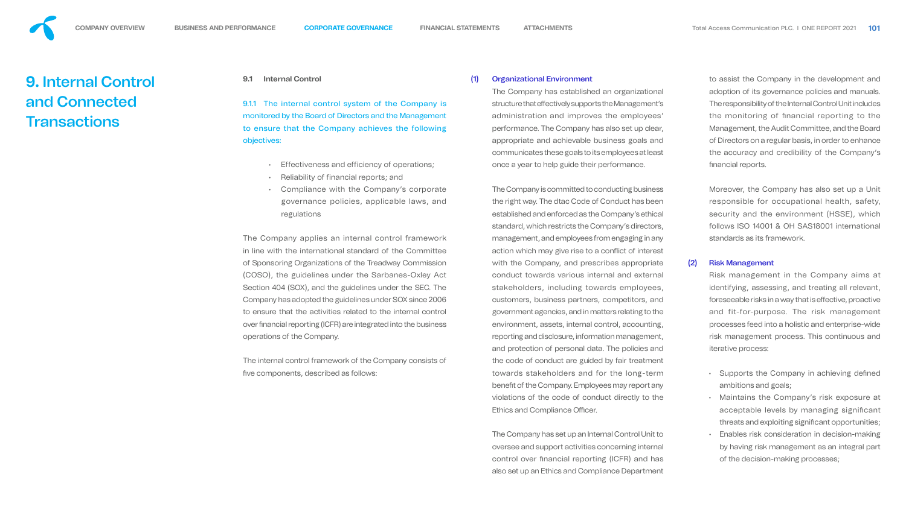# 9. Internal Control and Connected Transactions

## 9.1 Internal Control

9.1.1 The internal control system of the Company is monitored by the Board of Directors and the Management to ensure that the Company achieves the following objectives:

- Effectiveness and efficiency of operations;
- Reliability of financial reports; and
- Compliance with the Company's corporate governance policies, applicable laws, and regulations

The Company applies an internal control framework in line with the international standard of the Committee of Sponsoring Organizations of the Treadway Commission (COSO), the guidelines under the Sarbanes-Oxley Act Section 404 (SOX), and the guidelines under the SEC. The Company has adopted the guidelines under SOX since 2006 to ensure that the activities related to the internal control over financial reporting (ICFR) are integrated into the business operations of the Company.

The internal control framework of the Company consists of five components, described as follows:

**(1) Organizational Environment**

The Company has established an organizational structure that effectively supports the Management's administration and improves the employees' performance. The Company has also set up clear, appropriate and achievable business goals and communicates these goals to its employees at least once a year to help guide their performance.

The Company is committed to conducting business the right way. The dtac Code of Conduct has been established and enforced as the Company's ethical standard, which restricts the Company's directors, management, and employees from engaging in any action which may give rise to a conflict of interest with the Company, and prescribes appropriate conduct towards various internal and external stakeholders, including towards employees, customers, business partners, competitors, and government agencies, and in matters relating to the environment, assets, internal control, accounting, reporting and disclosure, information management, and protection of personal data. The policies and the code of conduct are guided by fair treatment towards stakeholders and for the long-term benefit of the Company. Employees may report any violations of the code of conduct directly to the Ethics and Compliance Officer.

The Company has set up an Internal Control Unit to oversee and support activities concerning internal control over financial reporting (ICFR) and has also set up an Ethics and Compliance Department to assist the Company in the development and adoption of its governance policies and manuals. The responsibility of the Internal Control Unit includes the monitoring of financial reporting to the Management, the Audit Committee, and the Board of Directors on a regular basis, in order to enhance the accuracy and credibility of the Company's financial reports.

Moreover, the Company has also set up a Unit responsible for occupational health, safety, security and the environment (HSSE), which follows ISO 14001 & OH SAS18001 international standards as its framework.

**(2) Risk Management**

Risk management in the Company aims at identifying, assessing, and treating all relevant, foreseeable risks in a way that is effective, proactive and fit-for-purpose. The risk management processes feed into a holistic and enterprise-wide risk management process. This continuous and iterative process:

- Supports the Company in achieving defined ambitions and goals;
- Maintains the Company's risk exposure at acceptable levels by managing significant threats and exploiting significant opportunities;
- Enables risk consideration in decision-making by having risk management as an integral part of the decision-making processes;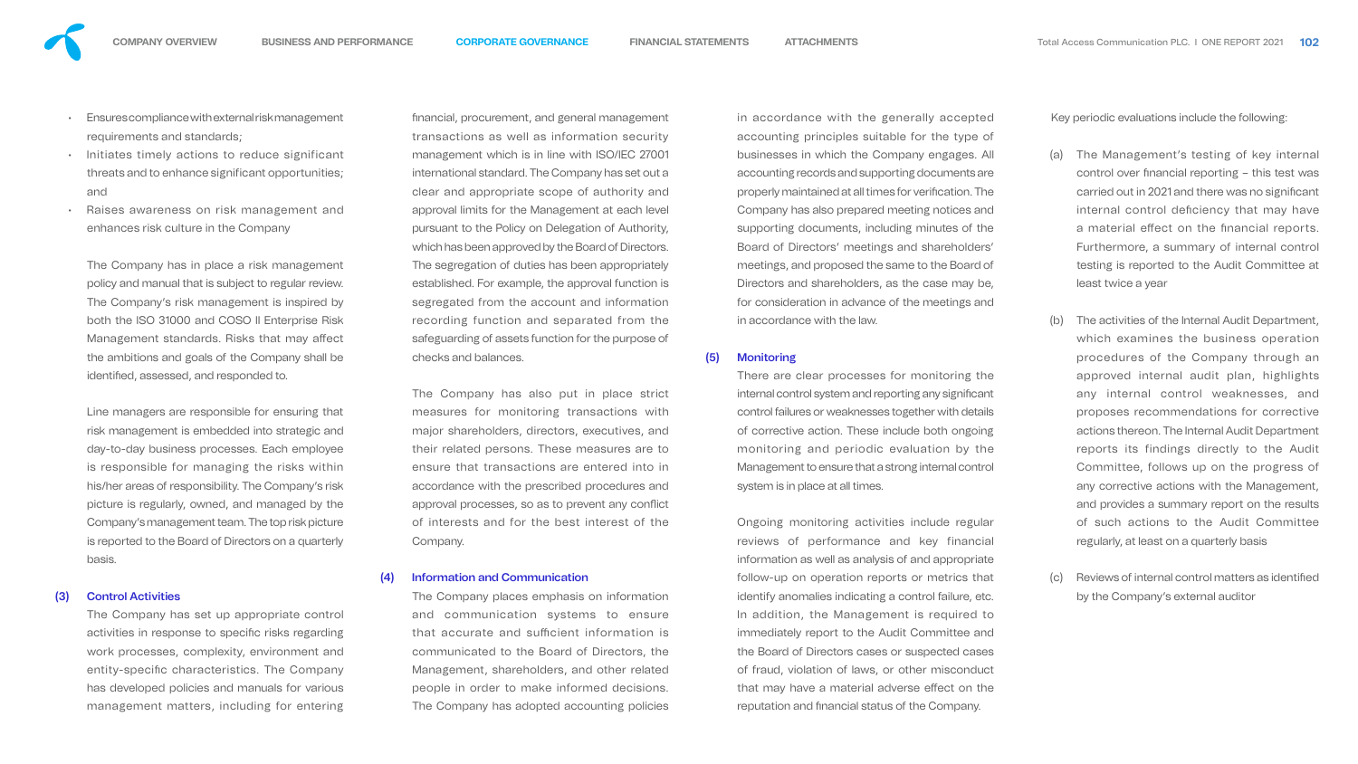- Ensures compliance with external risk management requirements and standards;
- Initiates timely actions to reduce significant threats and to enhance significant opportunities; and
- Raises awareness on risk management and enhances risk culture in the Company

The Company has in place a risk management policy and manual that is subject to regular review. The Company's risk management is inspired by both the ISO 31000 and COSO II Enterprise Risk Management standards. Risks that may affect the ambitions and goals of the Company shall be identified, assessed, and responded to.

Line managers are responsible for ensuring that risk management is embedded into strategic and day-to-day business processes. Each employee is responsible for managing the risks within his/her areas of responsibility. The Company's risk picture is regularly, owned, and managed by the Company's management team. The top risk picture is reported to the Board of Directors on a quarterly basis.

### (3) Control Activities

The Company has set up appropriate control activities in response to specific risks regarding work processes, complexity, environment and entity-specific characteristics. The Company has developed policies and manuals for various management matters, including for entering financial, procurement, and general management transactions as well as information security management which is in line with ISO/IEC 27001 international standard. The Company has set out a clear and appropriate scope of authority and approval limits for the Management at each level pursuant to the Policy on Delegation of Authority, which has been approved by the Board of Directors. The segregation of duties has been appropriately established. For example, the approval function is segregated from the account and information recording function and separated from the safeguarding of assets function for the purpose of checks and balances.

The Company has also put in place strict measures for monitoring transactions with major shareholders, directors, executives, and their related persons. These measures are to ensure that transactions are entered into in accordance with the prescribed procedures and approval processes, so as to prevent any conflict of interests and for the best interest of the Company.

### (4) Information and Communication

The Company places emphasis on information and communication systems to ensure that accurate and sufficient information is communicated to the Board of Directors, the Management, shareholders, and other related people in order to make informed decisions. The Company has adopted accounting policies in accordance with the generally accepted accounting principles suitable for the type of businesses in which the Company engages. All accounting records and supporting documents are properly maintained at all times for verification. The Company has also prepared meeting notices and supporting documents, including minutes of the Board of Directors' meetings and shareholders' meetings, and proposed the same to the Board of Directors and shareholders, as the case may be, for consideration in advance of the meetings and in accordance with the law.

### (5) Monitoring

There are clear processes for monitoring the internal control system and reporting any significant control failures or weaknesses together with details of corrective action. These include both ongoing monitoring and periodic evaluation by the Management to ensure that a strong internal control system is in place at all times.

Ongoing monitoring activities include regular reviews of performance and key financial information as well as analysis of and appropriate follow-up on operation reports or metrics that identify anomalies indicating a control failure, etc. In addition, the Management is required to immediately report to the Audit Committee and the Board of Directors cases or suspected cases of fraud, violation of laws, or other misconduct that may have a material adverse effect on the reputation and financial status of the Company.

Key periodic evaluations include the following:

(a) The Management's testing of key internal control over financial reporting – this test was carried out in 2021 and there was no significant internal control deficiency that may have a material effect on the financial reports. Furthermore, a summary of internal control testing is reported to the Audit Committee at least twice a year

(b) The activities of the Internal Audit Department, which examines the business operation procedures of the Company through an approved internal audit plan, highlights any internal control weaknesses, and proposes recommendations for corrective actions thereon. The Internal Audit Department reports its findings directly to the Audit Committee, follows up on the progress of any corrective actions with the Management, and provides a summary report on the results of such actions to the Audit Committee regularly, at least on a quarterly basis

(c) Reviews of internal control matters as identified by the Company's external auditor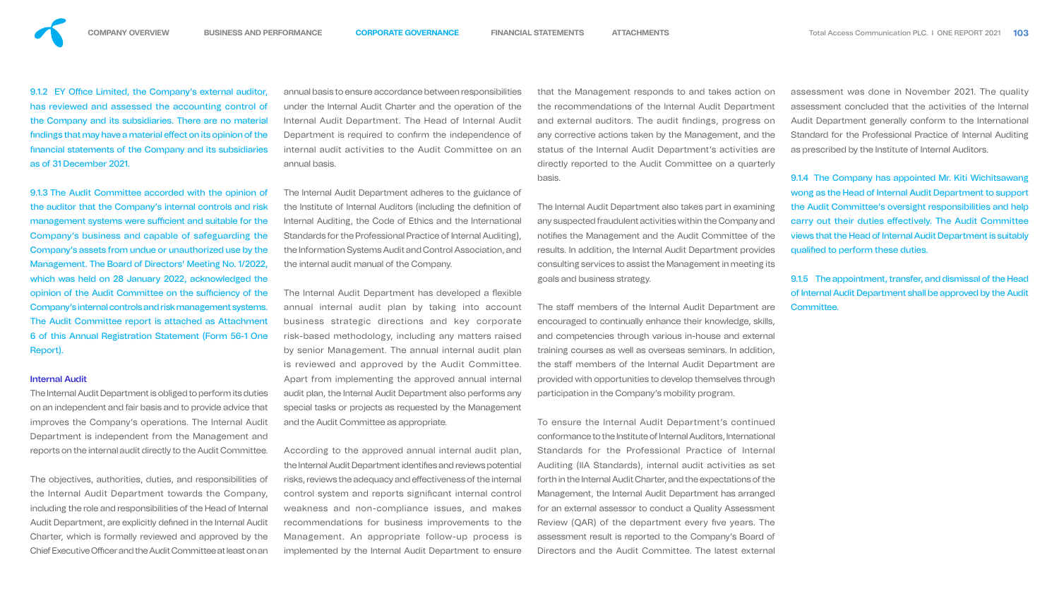9.1.2 EY Office Limited, the Company's external auditor, has reviewed and assessed the accounting control of the Company and its subsidiaries. There are no material findings that may have a material effect on its opinion of the financial statements of the Company and its subsidiaries as of 31 December 2021.

9.1.3 The Audit Committee accorded with the opinion of the auditor that the Company's internal controls and risk management systems were sufficient and suitable for the Company's business and capable of safeguarding the Company's assets from undue or unauthorized use by the Management. The Board of Directors' Meeting No. 1/2022, which was held on 28 January 2022, acknowledged the opinion of the Audit Committee on the sufficiency of the Company's internal controls and risk management systems. The Audit Committee report is attached as Attachment 6 of this Annual Registration Statement (Form 56-1 One Report).

### Internal Audit

The Internal Audit Department is obliged to perform its duties on an independent and fair basis and to provide advice that improves the Company's operations. The Internal Audit Department is independent from the Management and reports on the internal audit directly to the Audit Committee.

The objectives, authorities, duties, and responsibilities of the Internal Audit Department towards the Company, including the role and responsibilities of the Head of Internal Audit Department, are explicitly defined in the Internal Audit Charter, which is formally reviewed and approved by the Chief Executive Officer and the Audit Committee at least on an annual basis to ensure accordance between responsibilities under the Internal Audit Charter and the operation of the Internal Audit Department. The Head of Internal Audit Department is required to confirm the independence of internal audit activities to the Audit Committee on an annual basis.

The Internal Audit Department adheres to the guidance of the Institute of Internal Auditors (including the definition of Internal Auditing, the Code of Ethics and the International Standards for the Professional Practice of Internal Auditing), the Information Systems Audit and Control Association, and the internal audit manual of the Company.

The Internal Audit Department has developed a flexible annual internal audit plan by taking into account business strategic directions and key corporate risk-based methodology, including any matters raised by senior Management. The annual internal audit plan is reviewed and approved by the Audit Committee. Apart from implementing the approved annual internal audit plan, the Internal Audit Department also performs any special tasks or projects as requested by the Management and the Audit Committee as appropriate.

According to the approved annual internal audit plan, the Internal Audit Department identifies and reviews potential risks, reviews the adequacy and effectiveness of the internal control system and reports significant internal control weakness and non-compliance issues, and makes recommendations for business improvements to the Management. An appropriate follow-up process is implemented by the Internal Audit Department to ensure that the Management responds to and takes action on the recommendations of the Internal Audit Department and external auditors. The audit findings, progress on any corrective actions taken by the Management, and the status of the Internal Audit Department's activities are directly reported to the Audit Committee on a quarterly basis.

The Internal Audit Department also takes part in examining any suspected fraudulent activities within the Company and notifies the Management and the Audit Committee of the results. In addition, the Internal Audit Department provides consulting services to assist the Management in meeting its goals and business strategy.

The staff members of the Internal Audit Department are encouraged to continually enhance their knowledge, skills, and competencies through various in-house and external training courses as well as overseas seminars. In addition, the staff members of the Internal Audit Department are provided with opportunities to develop themselves through participation in the Company's mobility program.

To ensure the Internal Audit Department's continued conformance to the Institute of Internal Auditors, International Standards for the Professional Practice of Internal Auditing (IIA Standards), internal audit activities as set forth in the Internal Audit Charter, and the expectations of the Management, the Internal Audit Department has arranged for an external assessor to conduct a Quality Assessment Review (QAR) of the department every five years. The assessment result is reported to the Company's Board of Directors and the Audit Committee. The latest external assessment was done in November 2021. The quality assessment concluded that the activities of the Internal Audit Department generally conform to the International Standard for the Professional Practice of Internal Auditing as prescribed by the Institute of Internal Auditors.

9.1.4 The Company has appointed Mr. Kiti Wichitsawangwong as the Head of Internal Audit Department to support the Audit Committee's oversight responsibilities and help carry out their duties effectively. The Audit Committee views that the Head of Internal Audit Department is suitably qualified to perform these duties.

9.1.5 The appointment, transfer, and dismissal of the Head of Internal Audit Department shall be approved by the Audit Committee.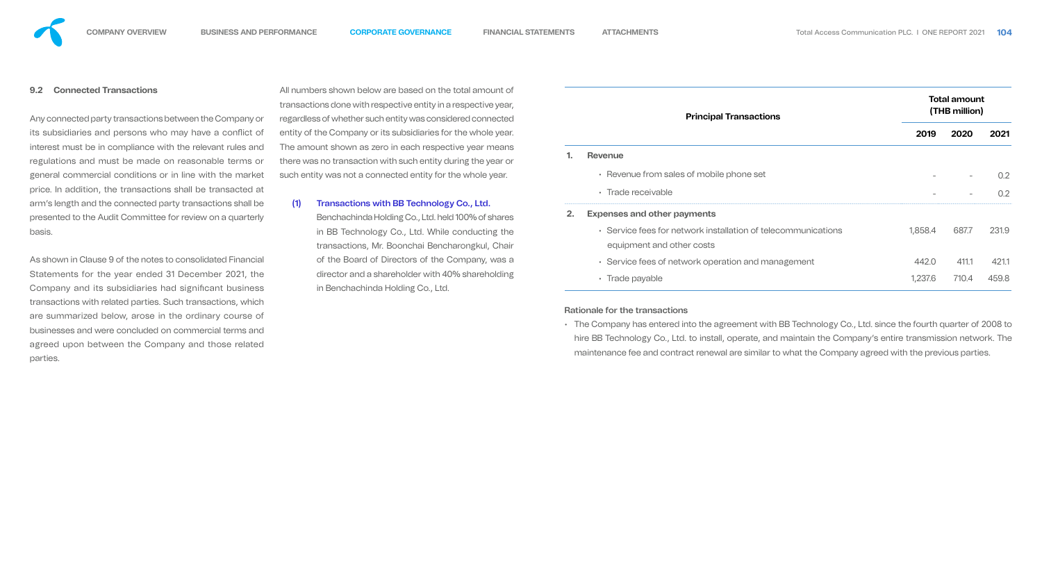## 9.2 Connected Transactions

Any connected party transactions between the Company or its subsidiaries and persons who may have a conflict of interest must be in compliance with the relevant rules and regulations and must be made on reasonable terms or general commercial conditions or in line with the market price. In addition, the transactions shall be transacted at arm's length and the connected party transactions shall be presented to the Audit Committee for review on a quarterly basis.

As shown in Clause 9 of the notes to consolidated Financial Statements for the year ended 31 December 2021, the Company and its subsidiaries had significant business transactions with related parties. Such transactions, which are summarized below, arose in the ordinary course of businesses and were concluded on commercial terms and agreed upon between the Company and those related parties.

All numbers shown below are based on the total amount of transactions done with respective entity in a respective year, regardless of whether such entity was considered connected entity of the Company or its subsidiaries for the whole year. The amount shown as zero in each respective year means there was no transaction with such entity during the year or such entity was not a connected entity for the whole year.

**(1) Transactions with BB Technology Co., Ltd.**

Benchachinda Holding Co., Ltd. held 100% of shares in BB Technology Co., Ltd. While conducting the transactions, Mr. Boonchai Bencharongkul, Chair of the Board of Directors of the Company, was a director and a shareholder with 40% shareholding in Benchachinda Holding Co., Ltd.

| | Principal Transactions | Total amount (THB million) | | |
|---|---|---|---|---|
| | | **2019** | **2020** | **2021** |
| **1.** | **Revenue** | | | |
| | • Revenue from sales of mobile phone set | - | - | 0.2 |
| | • Trade receivable | - | - | 0.2 |
| **2.** | **Expenses and other payments** | | | |
| | • Service fees for network installation of telecommunications equipment and other costs | 1,858.4 | 687.7 | 231.9 |
| | • Service fees of network operation and management | 442.0 | 411.1 | 421.1 |
| | • Trade payable | 1,237.6 | 710.4 | 459.8 |

**Rationale for the transactions**

- The Company has entered into the agreement with BB Technology Co., Ltd. since the fourth quarter of 2008 to hire BB Technology Co., Ltd. to install, operate, and maintain the Company's entire transmission network. The maintenance fee and contract renewal are similar to what the Company agreed with the previous parties.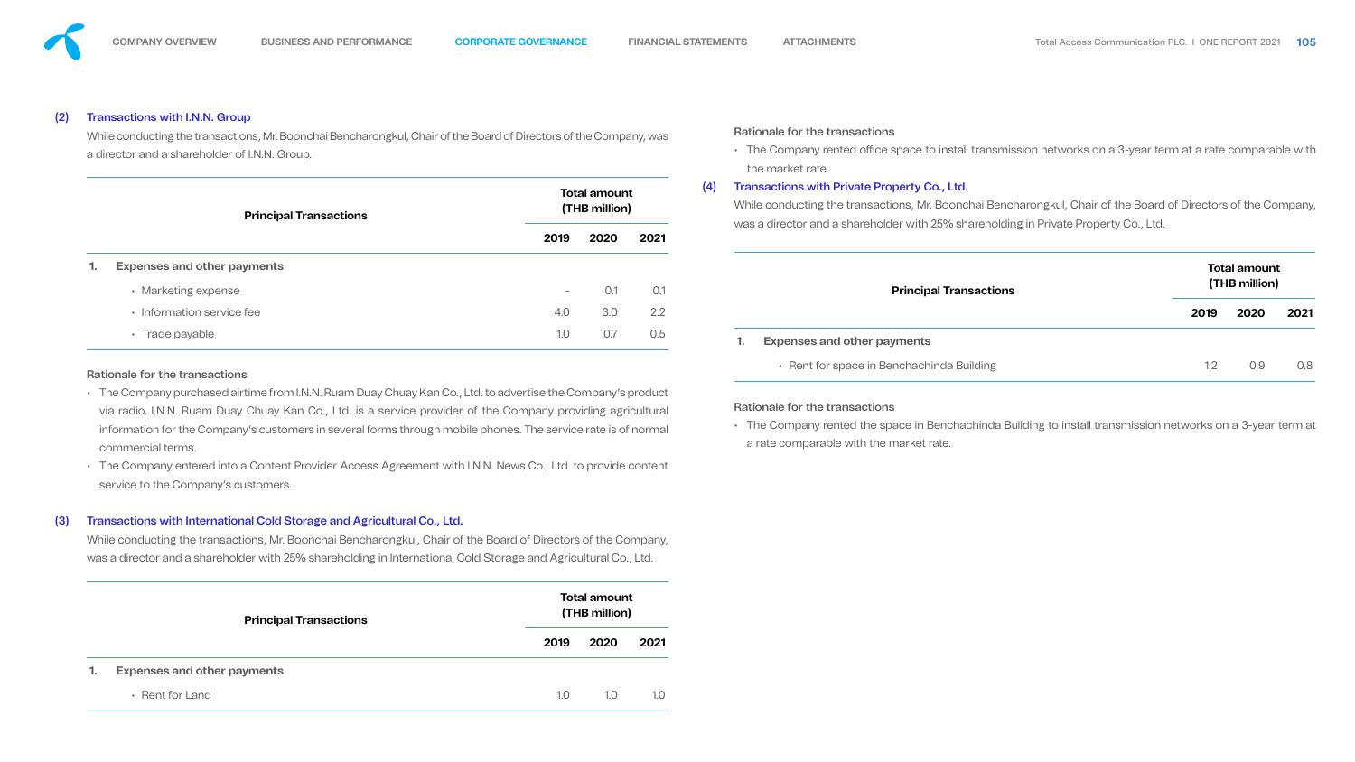## (2) Transactions with I.N.N. Group

While conducting the transactions, Mr. Boonchai Bencharongkul, Chair of the Board of Directors of the Company, was a director and a shareholder of I.N.N. Group.

| Principal Transactions | Total amount (THB million) | | |
|---|---|---|---|
| | 2019 | 2020 | 2021 |
| **1. Expenses and other payments** | | | |
| • Marketing expense | - | 0.1 | 0.1 |
| • Information service fee | 4.0 | 3.0 | 2.2 |
| • Trade payable | 1.0 | 0.7 | 0.5 |

**Rationale for the transactions**

- The Company purchased airtime from I.N.N. Ruam Duay Chuay Kan Co., Ltd. to advertise the Company's product via radio. I.N.N. Ruam Duay Chuay Kan Co., Ltd. is a service provider of the Company providing agricultural information for the Company's customers in several forms through mobile phones. The service rate is of normal commercial terms.
- The Company entered into a Content Provider Access Agreement with I.N.N. News Co., Ltd. to provide content service to the Company's customers.

## (3) Transactions with International Cold Storage and Agricultural Co., Ltd.

While conducting the transactions, Mr. Boonchai Bencharongkul, Chair of the Board of Directors of the Company, was a director and a shareholder with 25% shareholding in International Cold Storage and Agricultural Co., Ltd.

| Principal Transactions | Total amount (THB million) | | |
|---|---|---|---|
| | 2019 | 2020 | 2021 |
| **1. Expenses and other payments** | | | |
| • Rent for Land | 1.0 | 1.0 | 1.0 |

**Rationale for the transactions**

- The Company rented office space to install transmission networks on a 3-year term at a rate comparable with the market rate.

## (4) Transactions with Private Property Co., Ltd.

While conducting the transactions, Mr. Boonchai Bencharongkul, Chair of the Board of Directors of the Company, was a director and a shareholder with 25% shareholding in Private Property Co., Ltd.

| Principal Transactions | Total amount (THB million) | | |
|---|---|---|---|
| | 2019 | 2020 | 2021 |
| **1. Expenses and other payments** | | | |
| • Rent for space in Benchachinda Building | 1.2 | 0.9 | 0.8 |

**Rationale for the transactions**

- The Company rented the space in Benchachinda Building to install transmission networks on a 3-year term at a rate comparable with the market rate.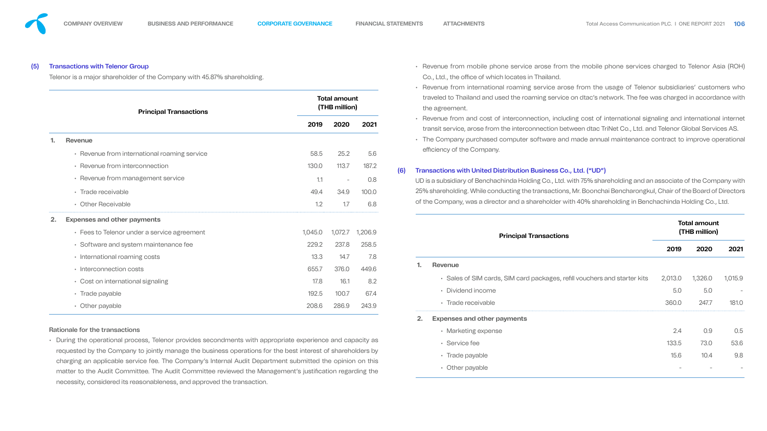## (5) Transactions with Telenor Group

Telenor is a major shareholder of the Company with 45.87% shareholding.

| Principal Transactions | Total amount (THB million) | | |
|---|---|---|---|
| | 2019 | 2020 | 2021 |
| **1. Revenue** | | | |
| • Revenue from international roaming service | 58.5 | 25.2 | 5.6 |
| • Revenue from interconnection | 130.0 | 113.7 | 187.2 |
| • Revenue from management service | 1.1 | - | 0.8 |
| • Trade receivable | 49.4 | 34.9 | 100.0 |
| • Other Receivable | 1.2 | 1.7 | 6.8 |
| **2. Expenses and other payments** | | | |
| • Fees to Telenor under a service agreement | 1,045.0 | 1,072.7 | 1,206.9 |
| • Software and system maintenance fee | 229.2 | 237.8 | 258.5 |
| • International roaming costs | 13.3 | 14.7 | 7.8 |
| • Interconnection costs | 655.7 | 376.0 | 449.6 |
| • Cost on international signaling | 17.8 | 16.1 | 8.2 |
| • Trade payable | 192.5 | 100.7 | 67.4 |
| • Other payable | 208.6 | 286.9 | 243.9 |

Rationale for the transactions

- During the operational process, Telenor provides secondments with appropriate experience and capacity as requested by the Company to jointly manage the business operations for the best interest of shareholders by charging an applicable service fee. The Company's Internal Audit Department submitted the opinion on this matter to the Audit Committee. The Audit Committee reviewed the Management's justification regarding the necessity, considered its reasonableness, and approved the transaction.
- Revenue from mobile phone service arose from the mobile phone services charged to Telenor Asia (ROH) Co., Ltd., the office of which locates in Thailand.
- Revenue from international roaming service arose from the usage of Telenor subsidiaries' customers who traveled to Thailand and used the roaming service on dtac's network. The fee was charged in accordance with the agreement.
- Revenue from and cost of interconnection, including cost of international signaling and international internet transit service, arose from the interconnection between dtac TriNet Co., Ltd. and Telenor Global Services AS.
- The Company purchased computer software and made annual maintenance contract to improve operational efficiency of the Company.

## (6) Transactions with United Distribution Business Co., Ltd. ("UD")

UD is a subsidiary of Benchachinda Holding Co., Ltd. with 75% shareholding and an associate of the Company with 25% shareholding. While conducting the transactions, Mr. Boonchai Bencharongkul, Chair of the Board of Directors of the Company, was a director and a shareholder with 40% shareholding in Benchachinda Holding Co., Ltd.

| Principal Transactions | Total amount (THB million) | | |
|---|---|---|---|
| | 2019 | 2020 | 2021 |
| **1. Revenue** | | | |
| • Sales of SIM cards, SIM card packages, refill vouchers and starter kits | 2,013.0 | 1,326.0 | 1,015.9 |
| • Dividend income | 5.0 | 5.0 | - |
| • Trade receivable | 360.0 | 247.7 | 181.0 |
| **2. Expenses and other payments** | | | |
| • Marketing expense | 2.4 | 0.9 | 0.5 |
| • Service fee | 133.5 | 73.0 | 53.6 |
| • Trade payable | 15.6 | 10.4 | 9.8 |
| • Other payable | - | - | - |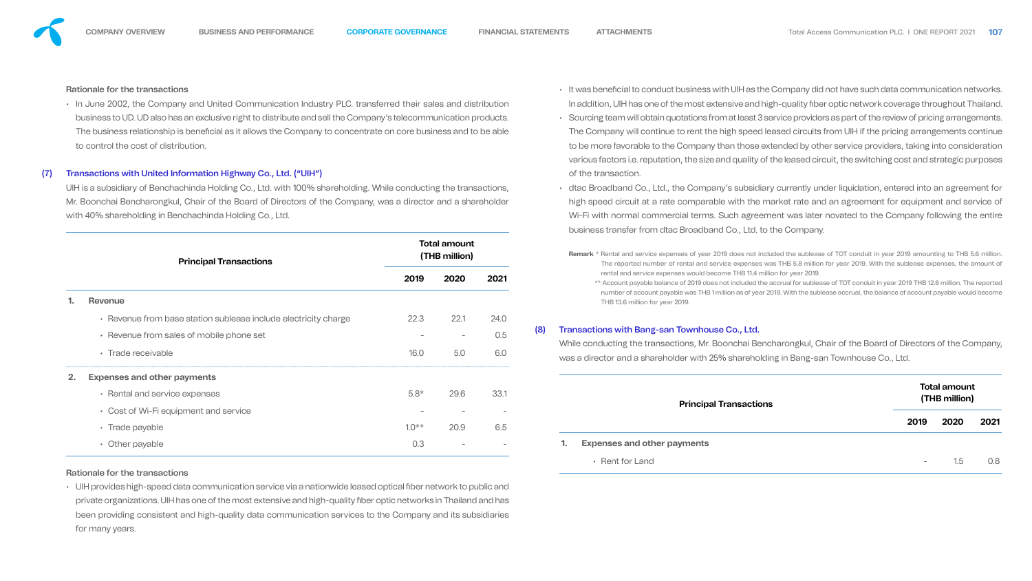Rationale for the transactions

- In June 2002, the Company and United Communication Industry PLC. transferred their sales and distribution business to UD. UD also has an exclusive right to distribute and sell the Company's telecommunication products. The business relationship is beneficial as it allows the Company to concentrate on core business and to be able to control the cost of distribution.

### (7) Transactions with United Information Highway Co., Ltd. ("UIH")

UIH is a subsidiary of Benchachinda Holding Co., Ltd. with 100% shareholding. While conducting the transactions, Mr. Boonchai Bencharongkul, Chair of the Board of Directors of the Company, was a director and a shareholder with 40% shareholding in Benchachinda Holding Co., Ltd.

| Principal Transactions | Total amount (THB million) | | |
|---|---|---|---|
| | 2019 | 2020 | 2021 |
| **1. Revenue** | | | |
| • Revenue from base station sublease include electricity charge | 22.3 | 22.1 | 24.0 |
| • Revenue from sales of mobile phone set | - | - | 0.5 |
| • Trade receivable | 16.0 | 5.0 | 6.0 |
| **2. Expenses and other payments** | | | |
| • Rental and service expenses | 5.8* | 29.6 | 33.1 |
| • Cost of Wi-Fi equipment and service | - | - | - |
| • Trade payable | 1.0** | 20.9 | 6.5 |
| • Other payable | 0.3 | - | - |

Rationale for the transactions

- UIH provides high-speed data communication service via a nationwide leased optical fiber network to public and private organizations. UIH has one of the most extensive and high-quality fiber optic networks in Thailand and has been providing consistent and high-quality data communication services to the Company and its subsidiaries for many years.
- It was beneficial to conduct business with UIH as the Company did not have such data communication networks. In addition, UIH has one of the most extensive and high-quality fiber optic network coverage throughout Thailand.
- Sourcing team will obtain quotations from at least 3 service providers as part of the review of pricing arrangements. The Company will continue to rent the high speed leased circuits from UIH if the pricing arrangements continue to be more favorable to the Company than those extended by other service providers, taking into consideration various factors i.e. reputation, the size and quality of the leased circuit, the switching cost and strategic purposes of the transaction.
- dtac Broadband Co., Ltd., the Company's subsidiary currently under liquidation, entered into an agreement for high speed circuit at a rate comparable with the market rate and an agreement for equipment and service of Wi-Fi with normal commercial terms. Such agreement was later novated to the Company following the entire business transfer from dtac Broadband Co., Ltd. to the Company.

**Remark** * Rental and service expenses of year 2019 does not included the sublease of TOT conduit in year 2019 amounting to THB 5.6 million. The reported number of rental and service expenses was THB 5.8 million for year 2019. With the sublease expenses, the amount of rental and service expenses would become THB 11.4 million for year 2019.

** Account payable balance of 2019 does not included the accrual for sublease of TOT conduit in year 2019 THB 12.6 million. The reported number of account payable was THB 1 million as of year 2019. With the sublease accrual, the balance of account payable would become THB 13.6 million for year 2019.

### (8) Transactions with Bang-san Townhouse Co., Ltd.

While conducting the transactions, Mr. Boonchai Bencharongkul, Chair of the Board of Directors of the Company, was a director and a shareholder with 25% shareholding in Bang-san Townhouse Co., Ltd.

| Principal Transactions | Total amount (THB million) | | |
|---|---|---|---|
| | 2019 | 2020 | 2021 |
| **1. Expenses and other payments** | | | |
| • Rent for Land | - | 1.5 | 0.8 |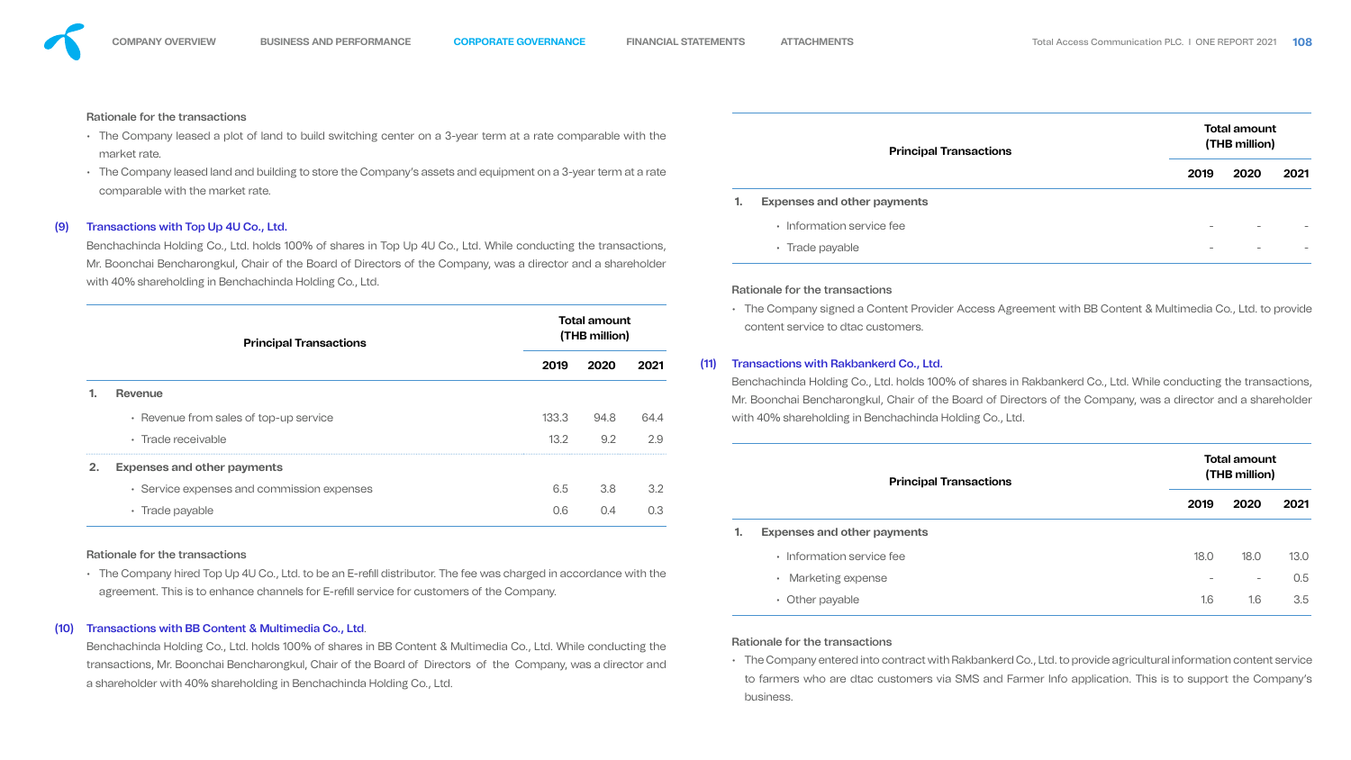Rationale for the transactions

- The Company leased a plot of land to build switching center on a 3-year term at a rate comparable with the market rate.
- The Company leased land and building to store the Company's assets and equipment on a 3-year term at a rate comparable with the market rate.

### (9) Transactions with Top Up 4U Co., Ltd.

Benchachinda Holding Co., Ltd. holds 100% of shares in Top Up 4U Co., Ltd. While conducting the transactions, Mr. Boonchai Bencharongkul, Chair of the Board of Directors of the Company, was a director and a shareholder with 40% shareholding in Benchachinda Holding Co., Ltd.

| Principal Transactions | Total amount (THB million) | | |
|---|---|---|---|
| | 2019 | 2020 | 2021 |
| **1. Revenue** | | | |
| • Revenue from sales of top-up service | 133.3 | 94.8 | 64.4 |
| • Trade receivable | 13.2 | 9.2 | 2.9 |
| **2. Expenses and other payments** | | | |
| • Service expenses and commission expenses | 6.5 | 3.8 | 3.2 |
| • Trade payable | 0.6 | 0.4 | 0.3 |

Rationale for the transactions

- The Company hired Top Up 4U Co., Ltd. to be an E-refill distributor. The fee was charged in accordance with the agreement. This is to enhance channels for E-refill service for customers of the Company.

### (10) Transactions with BB Content & Multimedia Co., Ltd.

Benchachinda Holding Co., Ltd. holds 100% of shares in BB Content & Multimedia Co., Ltd. While conducting the transactions, Mr. Boonchai Bencharongkul, Chair of the Board of Directors of the Company, was a director and a shareholder with 40% shareholding in Benchachinda Holding Co., Ltd.

| Principal Transactions | Total amount (THB million) | | |
|---|---|---|---|
| | 2019 | 2020 | 2021 |
| **1. Expenses and other payments** | | | |
| • Information service fee | - | - | - |
| • Trade payable | - | - | - |

Rationale for the transactions

- The Company signed a Content Provider Access Agreement with BB Content & Multimedia Co., Ltd. to provide content service to dtac customers.

### (11) Transactions with Rakbankerd Co., Ltd.

Benchachinda Holding Co., Ltd. holds 100% of shares in Rakbankerd Co., Ltd. While conducting the transactions, Mr. Boonchai Bencharongkul, Chair of the Board of Directors of the Company, was a director and a shareholder with 40% shareholding in Benchachinda Holding Co., Ltd.

| Principal Transactions | Total amount (THB million) | | |
|---|---|---|---|
| | 2019 | 2020 | 2021 |
| **1. Expenses and other payments** | | | |
| • Information service fee | 18.0 | 18.0 | 13.0 |
| • Marketing expense | - | - | 0.5 |
| • Other payable | 1.6 | 1.6 | 3.5 |

Rationale for the transactions

- The Company entered into contract with Rakbankerd Co., Ltd. to provide agricultural information content service to farmers who are dtac customers via SMS and Farmer Info application. This is to support the Company's business.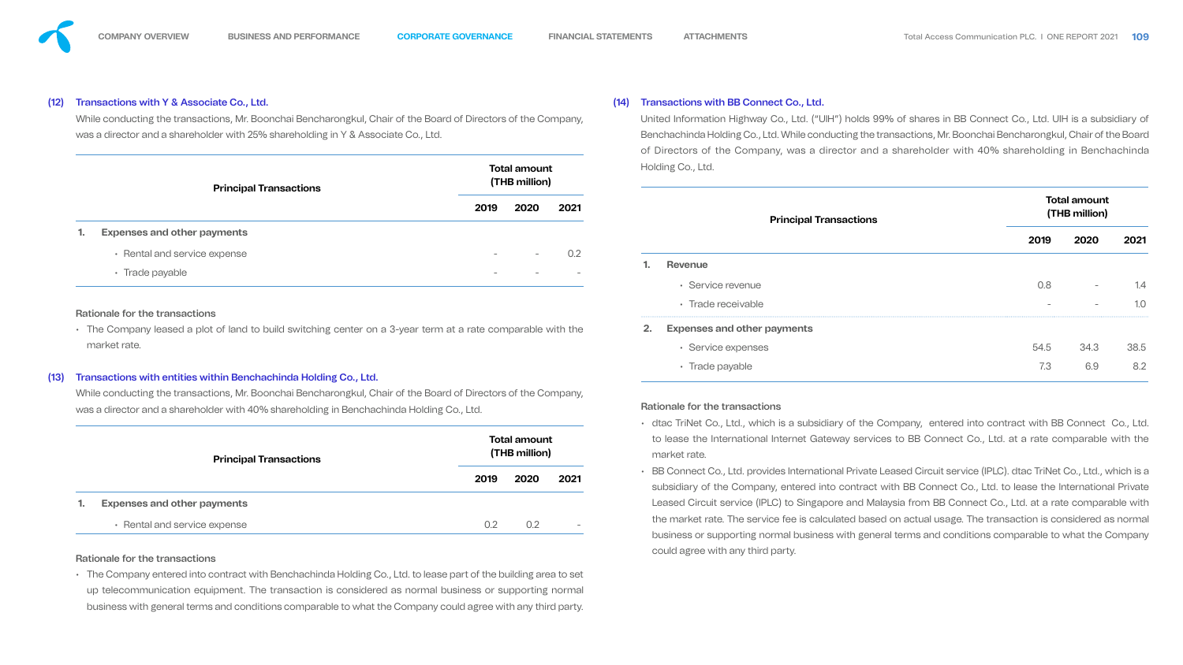### (12) Transactions with Y & Associate Co., Ltd.

While conducting the transactions, Mr. Boonchai Bencharongkul, Chair of the Board of Directors of the Company, was a director and a shareholder with 25% shareholding in Y & Associate Co., Ltd.

| Principal Transactions | Total amount (THB million) | | |
|---|---|---|---|
| | 2019 | 2020 | 2021 |
| **1. Expenses and other payments** | | | |
| • Rental and service expense | - | - | 0.2 |
| • Trade payable | - | - | - |

Rationale for the transactions

- The Company leased a plot of land to build switching center on a 3-year term at a rate comparable with the market rate.

### (13) Transactions with entities within Benchachinda Holding Co., Ltd.

While conducting the transactions, Mr. Boonchai Bencharongkul, Chair of the Board of Directors of the Company, was a director and a shareholder with 40% shareholding in Benchachinda Holding Co., Ltd.

| Principal Transactions | Total amount (THB million) | | |
|---|---|---|---|
| | 2019 | 2020 | 2021 |
| **1. Expenses and other payments** | | | |
| • Rental and service expense | 0.2 | 0.2 | - |

Rationale for the transactions

- The Company entered into contract with Benchachinda Holding Co., Ltd. to lease part of the building area to set up telecommunication equipment. The transaction is considered as normal business or supporting normal business with general terms and conditions comparable to what the Company could agree with any third party.

### (14) Transactions with BB Connect Co., Ltd.

United Information Highway Co., Ltd. ("UIH") holds 99% of shares in BB Connect Co., Ltd. UIH is a subsidiary of Benchachinda Holding Co., Ltd. While conducting the transactions, Mr. Boonchai Bencharongkul, Chair of the Board of Directors of the Company, was a director and a shareholder with 40% shareholding in Benchachinda Holding Co., Ltd.

| Principal Transactions | Total amount (THB million) | | |
|---|---|---|---|
| | 2019 | 2020 | 2021 |
| **1. Revenue** | | | |
| • Service revenue | 0.8 | - | 1.4 |
| • Trade receivable | - | - | 1.0 |
| **2. Expenses and other payments** | | | |
| • Service expenses | 54.5 | 34.3 | 38.5 |
| • Trade payable | 7.3 | 6.9 | 8.2 |

Rationale for the transactions

- dtac TriNet Co., Ltd., which is a subsidiary of the Company, entered into contract with BB Connect Co., Ltd. to lease the International Internet Gateway services to BB Connect Co., Ltd. at a rate comparable with the market rate.
- BB Connect Co., Ltd. provides International Private Leased Circuit service (IPLC). dtac TriNet Co., Ltd., which is a subsidiary of the Company, entered into contract with BB Connect Co., Ltd. to lease the International Private Leased Circuit service (IPLC) to Singapore and Malaysia from BB Connect Co., Ltd. at a rate comparable with the market rate. The service fee is calculated based on actual usage. The transaction is considered as normal business or supporting normal business with general terms and conditions comparable to what the Company could agree with any third party.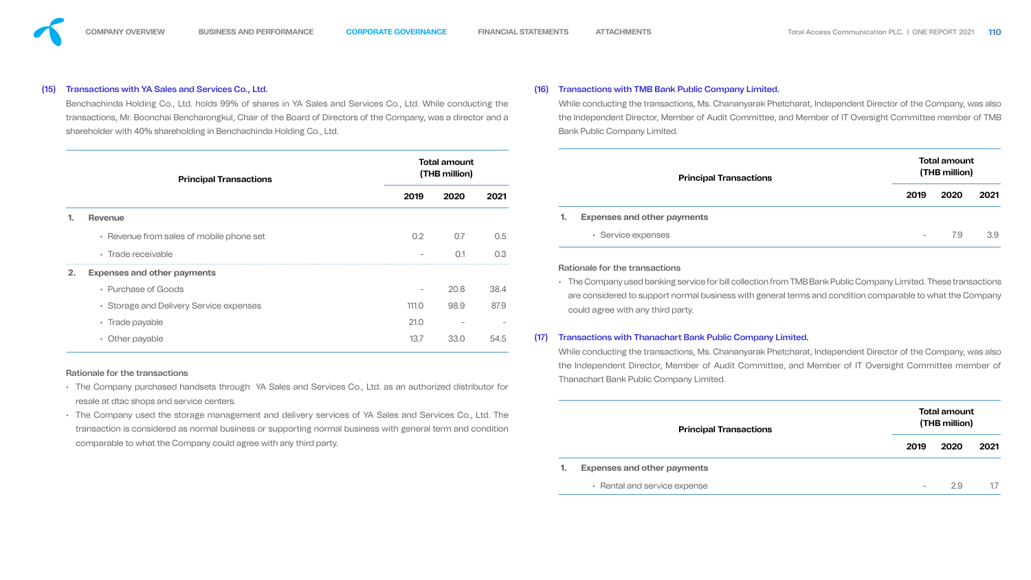## (15) Transactions with YA Sales and Services Co., Ltd.

Benchachinda Holding Co., Ltd. holds 99% of shares in YA Sales and Services Co., Ltd. While conducting the transactions, Mr. Boonchai Bencharongkul, Chair of the Board of Directors of the Company, was a director and a shareholder with 40% shareholding in Benchachinda Holding Co., Ltd.

| Principal Transactions | Total amount (THB million) | | |
|---|---|---|---|
| | 2019 | 2020 | 2021 |
| **1. Revenue** | | | |
| • Revenue from sales of mobile phone set | 0.2 | 0.7 | 0.5 |
| • Trade receivable | - | 0.1 | 0.3 |
| **2. Expenses and other payments** | | | |
| • Purchase of Goods | - | 20.8 | 38.4 |
| • Storage and Delivery Service expenses | 111.0 | 98.9 | 87.9 |
| • Trade payable | 21.0 | - | - |
| • Other payable | 13.7 | 33.0 | 54.5 |

**Rationale for the transactions**

- The Company purchased handsets through YA Sales and Services Co., Ltd. as an authorized distributor for resale at dtac shops and service centers.
- The Company used the storage management and delivery services of YA Sales and Services Co., Ltd. The transaction is considered as normal business or supporting normal business with general term and condition comparable to what the Company could agree with any third party.

## (16) Transactions with TMB Bank Public Company Limited.

While conducting the transactions, Ms. Chananyarak Phetcharat, Independent Director of the Company, was also the Independent Director, Member of Audit Committee, and Member of IT Oversight Committee member of TMB Bank Public Company Limited.

| Principal Transactions | Total amount (THB million) | | |
|---|---|---|---|
| | 2019 | 2020 | 2021 |
| **1. Expenses and other payments** | | | |
| • Service expenses | - | 7.9 | 3.9 |

**Rationale for the transactions**

- The Company used banking service for bill collection from TMB Bank Public Company Limited. These transactions are considered to support normal business with general terms and condition comparable to what the Company could agree with any third party.

## (17) Transactions with Thanachart Bank Public Company Limited.

While conducting the transactions, Ms. Chananyarak Phetcharat, Independent Director of the Company, was also the Independent Director, Member of Audit Committee, and Member of IT Oversight Committee member of Thanachart Bank Public Company Limited.

| Principal Transactions | Total amount (THB million) | | |
|---|---|---|---|
| | 2019 | 2020 | 2021 |
| **1. Expenses and other payments** | | | |
| • Rental and service expense | - | 2.9 | 1.7 |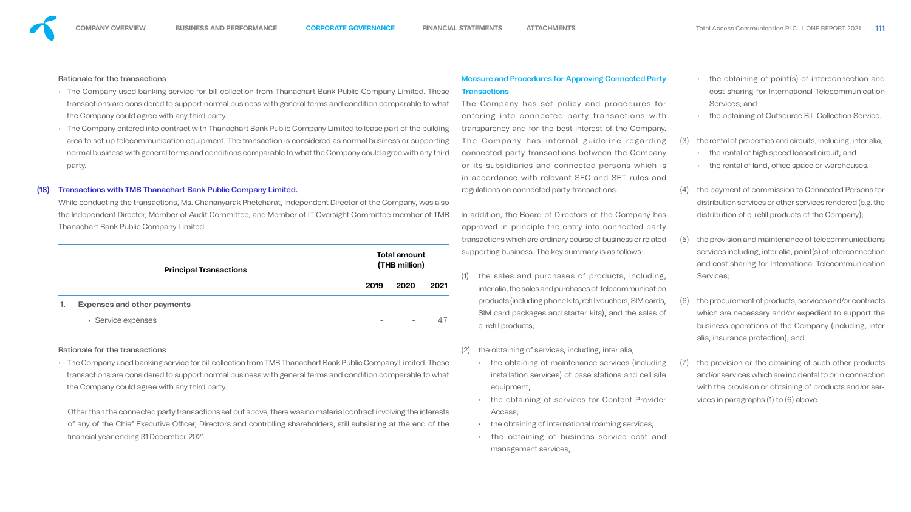Rationale for the transactions

- The Company used banking service for bill collection from Thanachart Bank Public Company Limited. These transactions are considered to support normal business with general terms and condition comparable to what the Company could agree with any third party.
- The Company entered into contract with Thanachart Bank Public Company Limited to lease part of the building area to set up telecommunication equipment. The transaction is considered as normal business or supporting normal business with general terms and conditions comparable to what the Company could agree with any third party.

## (18) Transactions with TMB Thanachart Bank Public Company Limited.

While conducting the transactions, Ms. Chananyarak Phetcharat, Independent Director of the Company, was also the Independent Director, Member of Audit Committee, and Member of IT Oversight Committee member of TMB Thanachart Bank Public Company Limited.

| Principal Transactions | Total amount (THB million) | | |
|---|---|---|---|
| | 2019 | 2020 | 2021 |
| **1. Expenses and other payments** | | | |
| • Service expenses | - | - | 4.7 |

Rationale for the transactions

- The Company used banking service for bill collection from TMB Thanachart Bank Public Company Limited. These transactions are considered to support normal business with general terms and condition comparable to what the Company could agree with any third party.

Other than the connected party transactions set out above, there was no material contract involving the interests of any of the Chief Executive Officer, Directors and controlling shareholders, still subsisting at the end of the financial year ending 31 December 2021.

## Measure and Procedures for Approving Connected Party Transactions

The Company has set policy and procedures for entering into connected party transactions with transparency and for the best interest of the Company. The Company has internal guideline regarding connected party transactions between the Company or its subsidiaries and connected persons which is in accordance with relevant SEC and SET rules and regulations on connected party transactions.

In addition, the Board of Directors of the Company has approved-in-principle the entry into connected party transactions which are ordinary course of business or related supporting business. The key summary is as follows:

(1) the sales and purchases of products, including, inter alia, the sales and purchases of telecommunication products (including phone kits, refill vouchers, SIM cards, SIM card packages and starter kits); and the sales of e-refill products;

(2) the obtaining of services, including, inter alia,:
- the obtaining of maintenance services (including installation services) of base stations and cell site equipment;
- the obtaining of services for Content Provider Access;
- the obtaining of international roaming services;
- the obtaining of business service cost and management services;
- the obtaining of point(s) of interconnection and cost sharing for International Telecommunication Services; and
- the obtaining of Outsource Bill-Collection Service.

(3) the rental of properties and circuits, including, inter alia,:
- the rental of high speed leased circuit; and
- the rental of land, office space or warehouses.

(4) the payment of commission to Connected Persons for distribution services or other services rendered (e.g. the distribution of e-refill products of the Company);

(5) the provision and maintenance of telecommunications services including, inter alia, point(s) of interconnection and cost sharing for International Telecommunication Services;

(6) the procurement of products, services and/or contracts which are necessary and/or expedient to support the business operations of the Company (including, inter alia, insurance protection); and

(7) the provision or the obtaining of such other products and/or services which are incidental to or in connection with the provision or obtaining of products and/or services in paragraphs (1) to (6) above.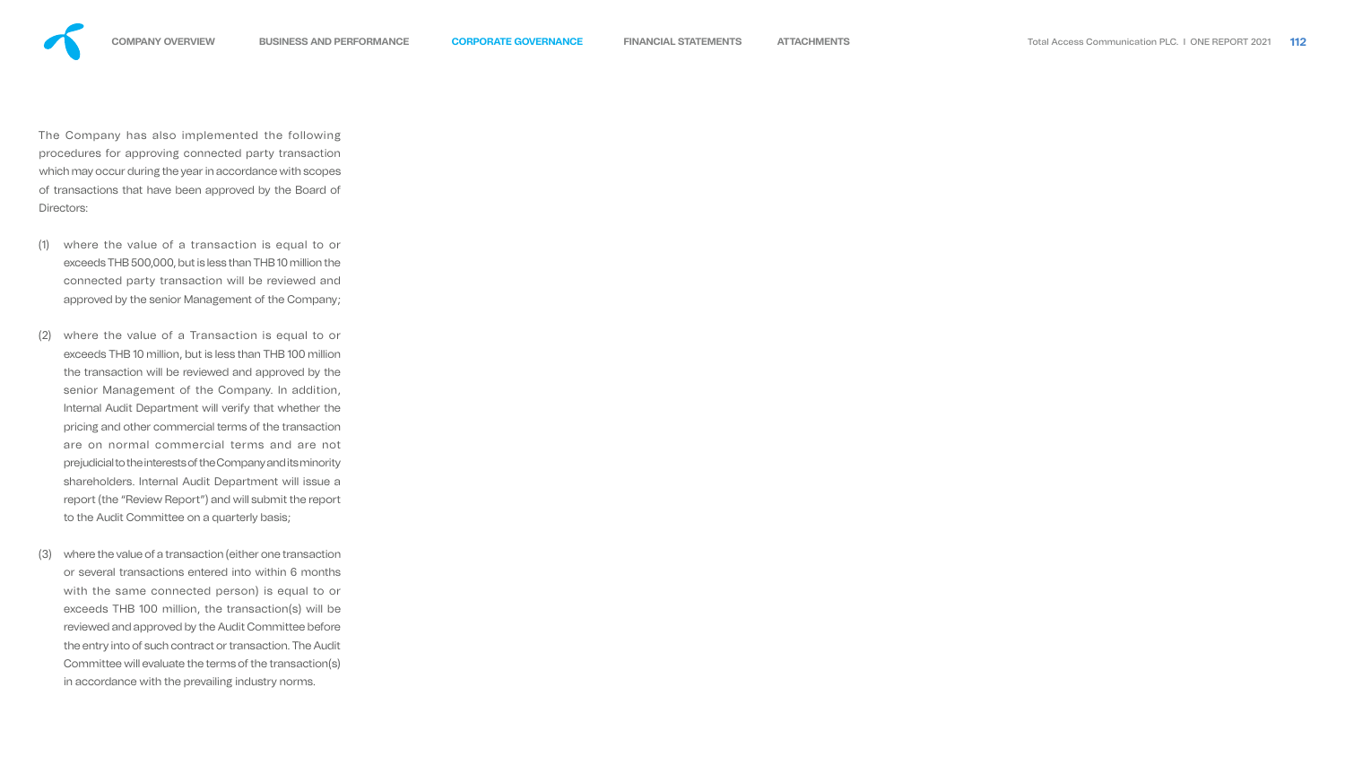The Company has also implemented the following procedures for approving connected party transaction which may occur during the year in accordance with scopes of transactions that have been approved by the Board of Directors:

(1) where the value of a transaction is equal to or exceeds THB 500,000, but is less than THB 10 million the connected party transaction will be reviewed and approved by the senior Management of the Company;

(2) where the value of a Transaction is equal to or exceeds THB 10 million, but is less than THB 100 million the transaction will be reviewed and approved by the senior Management of the Company. In addition, Internal Audit Department will verify that whether the pricing and other commercial terms of the transaction are on normal commercial terms and are not prejudicial to the interests of the Company and its minority shareholders. Internal Audit Department will issue a report (the "Review Report") and will submit the report to the Audit Committee on a quarterly basis;

(3) where the value of a transaction (either one transaction or several transactions entered into within 6 months with the same connected person) is equal to or exceeds THB 100 million, the transaction(s) will be reviewed and approved by the Audit Committee before the entry into of such contract or transaction. The Audit Committee will evaluate the terms of the transaction(s) in accordance with the prevailing industry norms.